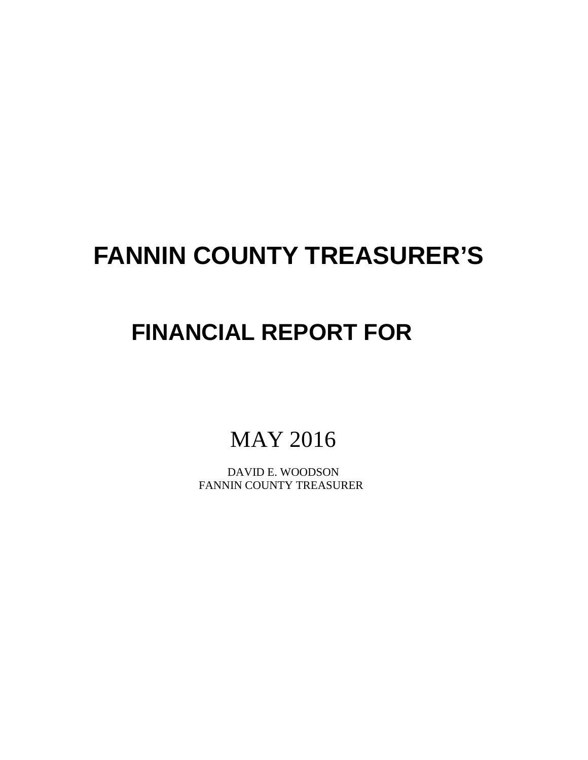# FANNIN COUNTY TREASURER'S

# FINANCIAL REPORT FOR

MAY 2016

DAVID E. WOODSON
FANNIN COUNTY TREASURER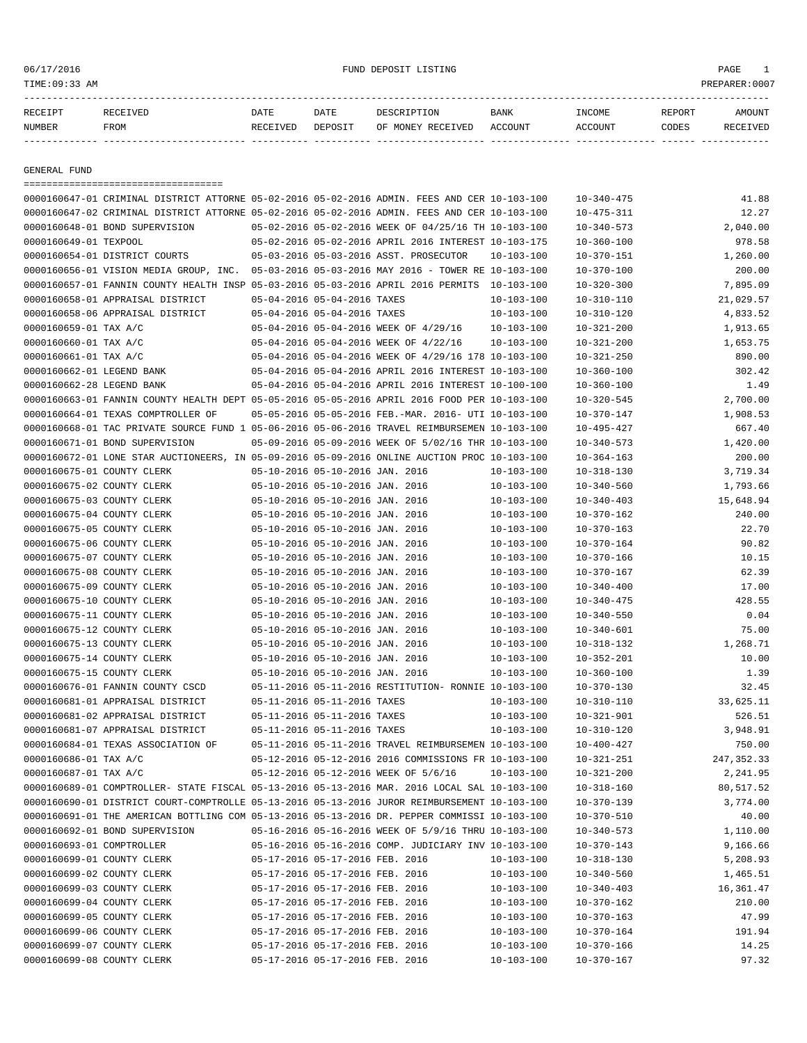06/17/2016 FUND DEPOSIT LISTING

TIME:09:33 AM PREPARER:0007

| RECEIPT NUMBER | RECEIVED FROM | DATE RECEIVED | DATE DEPOSIT | DESCRIPTION OF MONEY RECEIVED | BANK ACCOUNT | INCOME ACCOUNT | REPORT CODES | AMOUNT RECEIVED |
|---|---|---|---|---|---|---|---|---|

## GENERAL FUND

| RECEIPT NUMBER | RECEIVED FROM | DATE RECEIVED | DATE DEPOSIT | DESCRIPTION OF MONEY RECEIVED | BANK ACCOUNT | INCOME ACCOUNT | REPORT CODES | AMOUNT RECEIVED |
|---|---|---|---|---|---|---|---|---|
| 0000160647-01 | CRIMINAL DISTRICT ATTORNE | 05-02-2016 | 05-02-2016 | ADMIN. FEES AND CER | 10-103-100 | 10-340-475 | | 41.88 |
| 0000160647-02 | CRIMINAL DISTRICT ATTORNE | 05-02-2016 | 05-02-2016 | ADMIN. FEES AND CER | 10-103-100 | 10-475-311 | | 12.27 |
| 0000160648-01 | BOND SUPERVISION | 05-02-2016 | 05-02-2016 | WEEK OF 04/25/16 TH | 10-103-100 | 10-340-573 | | 2,040.00 |
| 0000160649-01 | TEXPOOL | 05-02-2016 | 05-02-2016 | APRIL 2016 INTEREST | 10-103-175 | 10-360-100 | | 978.58 |
| 0000160654-01 | DISTRICT COURTS | 05-03-2016 | 05-03-2016 | ASST. PROSECUTOR | 10-103-100 | 10-370-151 | | 1,260.00 |
| 0000160656-01 | VISION MEDIA GROUP, INC. | 05-03-2016 | 05-03-2016 | MAY 2016 - TOWER RE | 10-103-100 | 10-370-100 | | 200.00 |
| 0000160657-01 | FANNIN COUNTY HEALTH INSP | 05-03-2016 | 05-03-2016 | APRIL 2016 PERMITS | 10-103-100 | 10-320-300 | | 7,895.09 |
| 0000160658-01 | APPRAISAL DISTRICT | 05-04-2016 | 05-04-2016 | TAXES | 10-103-100 | 10-310-110 | | 21,029.57 |
| 0000160658-06 | APPRAISAL DISTRICT | 05-04-2016 | 05-04-2016 | TAXES | 10-103-100 | 10-310-120 | | 4,833.52 |
| 0000160659-01 | TAX A/C | 05-04-2016 | 05-04-2016 | WEEK OF 4/29/16 | 10-103-100 | 10-321-200 | | 1,913.65 |
| 0000160660-01 | TAX A/C | 05-04-2016 | 05-04-2016 | WEEK OF 4/22/16 | 10-103-100 | 10-321-200 | | 1,653.75 |
| 0000160661-01 | TAX A/C | 05-04-2016 | 05-04-2016 | WEEK OF 4/29/16 178 | 10-103-100 | 10-321-250 | | 890.00 |
| 0000160662-01 | LEGEND BANK | 05-04-2016 | 05-04-2016 | APRIL 2016 INTEREST | 10-103-100 | 10-360-100 | | 302.42 |
| 0000160662-28 | LEGEND BANK | 05-04-2016 | 05-04-2016 | APRIL 2016 INTEREST | 10-100-100 | 10-360-100 | | 1.49 |
| 0000160663-01 | FANNIN COUNTY HEALTH DEPT | 05-05-2016 | 05-05-2016 | APRIL 2016 FOOD PER | 10-103-100 | 10-320-545 | | 2,700.00 |
| 0000160664-01 | TEXAS COMPTROLLER OF | 05-05-2016 | 05-05-2016 | FEB.-MAR. 2016- UTI | 10-103-100 | 10-370-147 | | 1,908.53 |
| 0000160668-01 | TAC PRIVATE SOURCE FUND 1 | 05-06-2016 | 05-06-2016 | TRAVEL REIMBURSEMEN | 10-103-100 | 10-495-427 | | 667.40 |
| 0000160671-01 | BOND SUPERVISION | 05-09-2016 | 05-09-2016 | WEEK OF 5/02/16 THR | 10-103-100 | 10-340-573 | | 1,420.00 |
| 0000160672-01 | LONE STAR AUCTIONEERS, IN | 05-09-2016 | 05-09-2016 | ONLINE AUCTION PROC | 10-103-100 | 10-364-163 | | 200.00 |
| 0000160675-01 | COUNTY CLERK | 05-10-2016 | 05-10-2016 | JAN. 2016 | 10-103-100 | 10-318-130 | | 3,719.34 |
| 0000160675-02 | COUNTY CLERK | 05-10-2016 | 05-10-2016 | JAN. 2016 | 10-103-100 | 10-340-560 | | 1,793.66 |
| 0000160675-03 | COUNTY CLERK | 05-10-2016 | 05-10-2016 | JAN. 2016 | 10-103-100 | 10-340-403 | | 15,648.94 |
| 0000160675-04 | COUNTY CLERK | 05-10-2016 | 05-10-2016 | JAN. 2016 | 10-103-100 | 10-370-162 | | 240.00 |
| 0000160675-05 | COUNTY CLERK | 05-10-2016 | 05-10-2016 | JAN. 2016 | 10-103-100 | 10-370-163 | | 22.70 |
| 0000160675-06 | COUNTY CLERK | 05-10-2016 | 05-10-2016 | JAN. 2016 | 10-103-100 | 10-370-164 | | 90.82 |
| 0000160675-07 | COUNTY CLERK | 05-10-2016 | 05-10-2016 | JAN. 2016 | 10-103-100 | 10-370-166 | | 10.15 |
| 0000160675-08 | COUNTY CLERK | 05-10-2016 | 05-10-2016 | JAN. 2016 | 10-103-100 | 10-370-167 | | 62.39 |
| 0000160675-09 | COUNTY CLERK | 05-10-2016 | 05-10-2016 | JAN. 2016 | 10-103-100 | 10-340-400 | | 17.00 |
| 0000160675-10 | COUNTY CLERK | 05-10-2016 | 05-10-2016 | JAN. 2016 | 10-103-100 | 10-340-475 | | 428.55 |
| 0000160675-11 | COUNTY CLERK | 05-10-2016 | 05-10-2016 | JAN. 2016 | 10-103-100 | 10-340-550 | | 0.04 |
| 0000160675-12 | COUNTY CLERK | 05-10-2016 | 05-10-2016 | JAN. 2016 | 10-103-100 | 10-340-601 | | 75.00 |
| 0000160675-13 | COUNTY CLERK | 05-10-2016 | 05-10-2016 | JAN. 2016 | 10-103-100 | 10-318-132 | | 1,268.71 |
| 0000160675-14 | COUNTY CLERK | 05-10-2016 | 05-10-2016 | JAN. 2016 | 10-103-100 | 10-352-201 | | 10.00 |
| 0000160675-15 | COUNTY CLERK | 05-10-2016 | 05-10-2016 | JAN. 2016 | 10-103-100 | 10-360-100 | | 1.39 |
| 0000160676-01 | FANNIN COUNTY CSCD | 05-11-2016 | 05-11-2016 | RESTITUTION- RONNIE | 10-103-100 | 10-370-130 | | 32.45 |
| 0000160681-01 | APPRAISAL DISTRICT | 05-11-2016 | 05-11-2016 | TAXES | 10-103-100 | 10-310-110 | | 33,625.11 |
| 0000160681-02 | APPRAISAL DISTRICT | 05-11-2016 | 05-11-2016 | TAXES | 10-103-100 | 10-321-901 | | 526.51 |
| 0000160681-07 | APPRAISAL DISTRICT | 05-11-2016 | 05-11-2016 | TAXES | 10-103-100 | 10-310-120 | | 3,948.91 |
| 0000160684-01 | TEXAS ASSOCIATION OF | 05-11-2016 | 05-11-2016 | TRAVEL REIMBURSEMEN | 10-103-100 | 10-400-427 | | 750.00 |
| 0000160686-01 | TAX A/C | 05-12-2016 | 05-12-2016 | 2016 COMMISSIONS FR | 10-103-100 | 10-321-251 | | 247,352.33 |
| 0000160687-01 | TAX A/C | 05-12-2016 | 05-12-2016 | WEEK OF 5/6/16 | 10-103-100 | 10-321-200 | | 2,241.95 |
| 0000160689-01 | COMPTROLLER- STATE FISCAL | 05-13-2016 | 05-13-2016 | MAR. 2016 LOCAL SAL | 10-103-100 | 10-318-160 | | 80,517.52 |
| 0000160690-01 | DISTRICT COURT-COMPTROLLE | 05-13-2016 | 05-13-2016 | JUROR REIMBURSEMENT | 10-103-100 | 10-370-139 | | 3,774.00 |
| 0000160691-01 | THE AMERICAN BOTTLING COM | 05-13-2016 | 05-13-2016 | DR. PEPPER COMMISSI | 10-103-100 | 10-370-510 | | 40.00 |
| 0000160692-01 | BOND SUPERVISION | 05-16-2016 | 05-16-2016 | WEEK OF 5/9/16 THRU | 10-103-100 | 10-340-573 | | 1,110.00 |
| 0000160693-01 | COMPTROLLER | 05-16-2016 | 05-16-2016 | COMP. JUDICIARY INV | 10-103-100 | 10-370-143 | | 9,166.66 |
| 0000160699-01 | COUNTY CLERK | 05-17-2016 | 05-17-2016 | FEB. 2016 | 10-103-100 | 10-318-130 | | 5,208.93 |
| 0000160699-02 | COUNTY CLERK | 05-17-2016 | 05-17-2016 | FEB. 2016 | 10-103-100 | 10-340-560 | | 1,465.51 |
| 0000160699-03 | COUNTY CLERK | 05-17-2016 | 05-17-2016 | FEB. 2016 | 10-103-100 | 10-340-403 | | 16,361.47 |
| 0000160699-04 | COUNTY CLERK | 05-17-2016 | 05-17-2016 | FEB. 2016 | 10-103-100 | 10-370-162 | | 210.00 |
| 0000160699-05 | COUNTY CLERK | 05-17-2016 | 05-17-2016 | FEB. 2016 | 10-103-100 | 10-370-163 | | 47.99 |
| 0000160699-06 | COUNTY CLERK | 05-17-2016 | 05-17-2016 | FEB. 2016 | 10-103-100 | 10-370-164 | | 191.94 |
| 0000160699-07 | COUNTY CLERK | 05-17-2016 | 05-17-2016 | FEB. 2016 | 10-103-100 | 10-370-166 | | 14.25 |
| 0000160699-08 | COUNTY CLERK | 05-17-2016 | 05-17-2016 | FEB. 2016 | 10-103-100 | 10-370-167 | | 97.32 |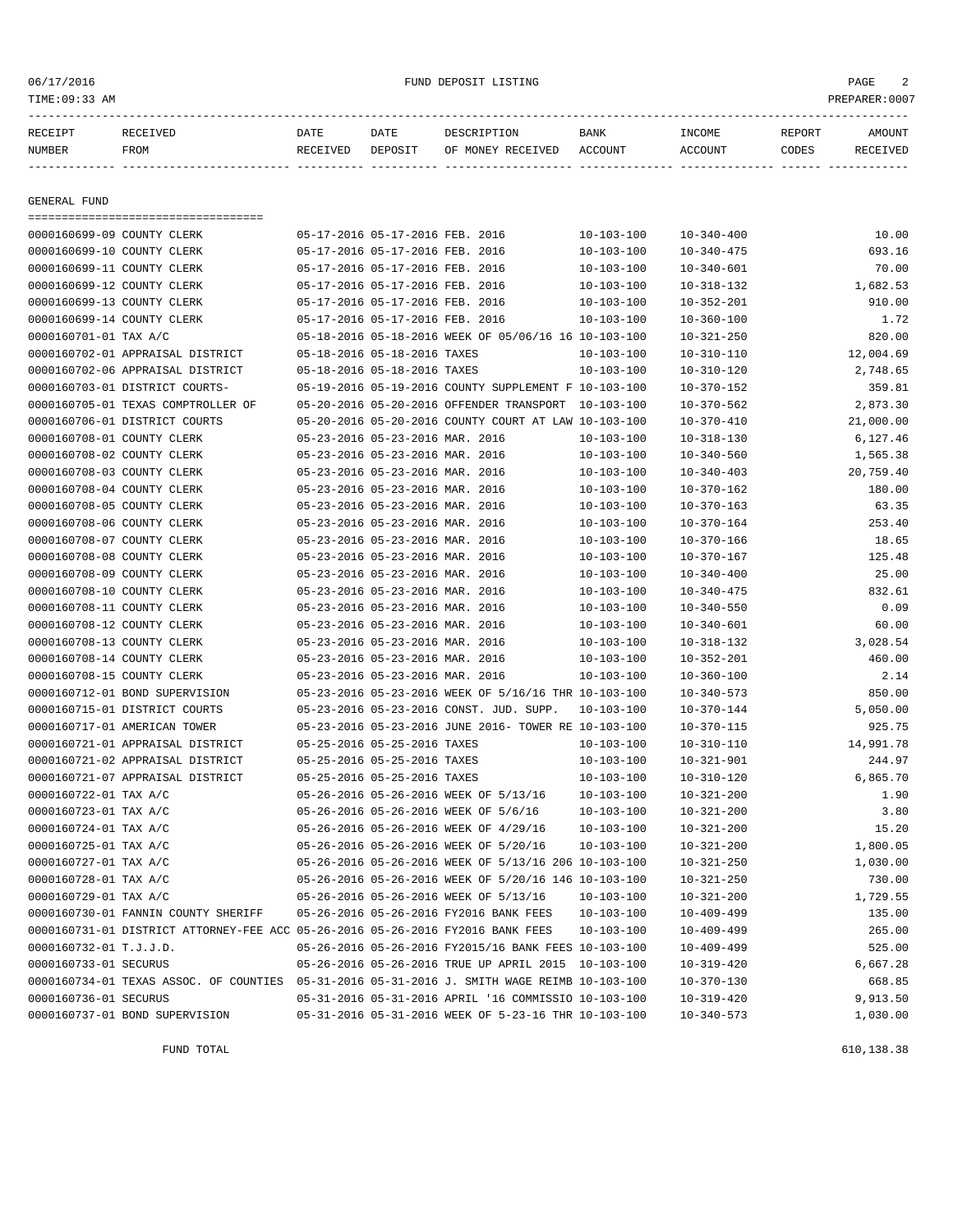06/17/2016 FUND DEPOSIT LISTING

TIME:09:33 AM PREPARER:0007

| RECEIPT NUMBER | RECEIVED FROM | DATE RECEIVED | DATE DEPOSIT | DESCRIPTION OF MONEY RECEIVED | BANK ACCOUNT | INCOME ACCOUNT | REPORT CODES | AMOUNT RECEIVED |
|---|---|---|---|---|---|---|---|---|

## GENERAL FUND

| RECEIPT NUMBER | RECEIVED FROM | DATE RECEIVED | DATE DEPOSIT | DESCRIPTION OF MONEY RECEIVED | BANK ACCOUNT | INCOME ACCOUNT | REPORT CODES | AMOUNT RECEIVED |
|---|---|---|---|---|---|---|---|---|
| 0000160699-09 | COUNTY CLERK | 05-17-2016 | 05-17-2016 | FEB. 2016 | 10-103-100 | 10-340-400 | | 10.00 |
| 0000160699-10 | COUNTY CLERK | 05-17-2016 | 05-17-2016 | FEB. 2016 | 10-103-100 | 10-340-475 | | 693.16 |
| 0000160699-11 | COUNTY CLERK | 05-17-2016 | 05-17-2016 | FEB. 2016 | 10-103-100 | 10-340-601 | | 70.00 |
| 0000160699-12 | COUNTY CLERK | 05-17-2016 | 05-17-2016 | FEB. 2016 | 10-103-100 | 10-318-132 | | 1,682.53 |
| 0000160699-13 | COUNTY CLERK | 05-17-2016 | 05-17-2016 | FEB. 2016 | 10-103-100 | 10-352-201 | | 910.00 |
| 0000160699-14 | COUNTY CLERK | 05-17-2016 | 05-17-2016 | FEB. 2016 | 10-103-100 | 10-360-100 | | 1.72 |
| 0000160701-01 | TAX A/C | 05-18-2016 | 05-18-2016 | WEEK OF 05/06/16 16 | 10-103-100 | 10-321-250 | | 820.00 |
| 0000160702-01 | APPRAISAL DISTRICT | 05-18-2016 | 05-18-2016 | TAXES | 10-103-100 | 10-310-110 | | 12,004.69 |
| 0000160702-06 | APPRAISAL DISTRICT | 05-18-2016 | 05-18-2016 | TAXES | 10-103-100 | 10-310-120 | | 2,748.65 |
| 0000160703-01 | DISTRICT COURTS- | 05-19-2016 | 05-19-2016 | COUNTY SUPPLEMENT F | 10-103-100 | 10-370-152 | | 359.81 |
| 0000160705-01 | TEXAS COMPTROLLER OF | 05-20-2016 | 05-20-2016 | OFFENDER TRANSPORT | 10-103-100 | 10-370-562 | | 2,873.30 |
| 0000160706-01 | DISTRICT COURTS | 05-20-2016 | 05-20-2016 | COUNTY COURT AT LAW | 10-103-100 | 10-370-410 | | 21,000.00 |
| 0000160708-01 | COUNTY CLERK | 05-23-2016 | 05-23-2016 | MAR. 2016 | 10-103-100 | 10-318-130 | | 6,127.46 |
| 0000160708-02 | COUNTY CLERK | 05-23-2016 | 05-23-2016 | MAR. 2016 | 10-103-100 | 10-340-560 | | 1,565.38 |
| 0000160708-03 | COUNTY CLERK | 05-23-2016 | 05-23-2016 | MAR. 2016 | 10-103-100 | 10-340-403 | | 20,759.40 |
| 0000160708-04 | COUNTY CLERK | 05-23-2016 | 05-23-2016 | MAR. 2016 | 10-103-100 | 10-370-162 | | 180.00 |
| 0000160708-05 | COUNTY CLERK | 05-23-2016 | 05-23-2016 | MAR. 2016 | 10-103-100 | 10-370-163 | | 63.35 |
| 0000160708-06 | COUNTY CLERK | 05-23-2016 | 05-23-2016 | MAR. 2016 | 10-103-100 | 10-370-164 | | 253.40 |
| 0000160708-07 | COUNTY CLERK | 05-23-2016 | 05-23-2016 | MAR. 2016 | 10-103-100 | 10-370-166 | | 18.65 |
| 0000160708-08 | COUNTY CLERK | 05-23-2016 | 05-23-2016 | MAR. 2016 | 10-103-100 | 10-370-167 | | 125.48 |
| 0000160708-09 | COUNTY CLERK | 05-23-2016 | 05-23-2016 | MAR. 2016 | 10-103-100 | 10-340-400 | | 25.00 |
| 0000160708-10 | COUNTY CLERK | 05-23-2016 | 05-23-2016 | MAR. 2016 | 10-103-100 | 10-340-475 | | 832.61 |
| 0000160708-11 | COUNTY CLERK | 05-23-2016 | 05-23-2016 | MAR. 2016 | 10-103-100 | 10-340-550 | | 0.09 |
| 0000160708-12 | COUNTY CLERK | 05-23-2016 | 05-23-2016 | MAR. 2016 | 10-103-100 | 10-340-601 | | 60.00 |
| 0000160708-13 | COUNTY CLERK | 05-23-2016 | 05-23-2016 | MAR. 2016 | 10-103-100 | 10-318-132 | | 3,028.54 |
| 0000160708-14 | COUNTY CLERK | 05-23-2016 | 05-23-2016 | MAR. 2016 | 10-103-100 | 10-352-201 | | 460.00 |
| 0000160708-15 | COUNTY CLERK | 05-23-2016 | 05-23-2016 | MAR. 2016 | 10-103-100 | 10-360-100 | | 2.14 |
| 0000160712-01 | BOND SUPERVISION | 05-23-2016 | 05-23-2016 | WEEK OF 5/16/16 THR | 10-103-100 | 10-340-573 | | 850.00 |
| 0000160715-01 | DISTRICT COURTS | 05-23-2016 | 05-23-2016 | CONST. JUD. SUPP. | 10-103-100 | 10-370-144 | | 5,050.00 |
| 0000160717-01 | AMERICAN TOWER | 05-23-2016 | 05-23-2016 | JUNE 2016- TOWER RE | 10-103-100 | 10-370-115 | | 925.75 |
| 0000160721-01 | APPRAISAL DISTRICT | 05-25-2016 | 05-25-2016 | TAXES | 10-103-100 | 10-310-110 | | 14,991.78 |
| 0000160721-02 | APPRAISAL DISTRICT | 05-25-2016 | 05-25-2016 | TAXES | 10-103-100 | 10-321-901 | | 244.97 |
| 0000160721-07 | APPRAISAL DISTRICT | 05-25-2016 | 05-25-2016 | TAXES | 10-103-100 | 10-310-120 | | 6,865.70 |
| 0000160722-01 | TAX A/C | 05-26-2016 | 05-26-2016 | WEEK OF 5/13/16 | 10-103-100 | 10-321-200 | | 1.90 |
| 0000160723-01 | TAX A/C | 05-26-2016 | 05-26-2016 | WEEK OF 5/6/16 | 10-103-100 | 10-321-200 | | 3.80 |
| 0000160724-01 | TAX A/C | 05-26-2016 | 05-26-2016 | WEEK OF 4/29/16 | 10-103-100 | 10-321-200 | | 15.20 |
| 0000160725-01 | TAX A/C | 05-26-2016 | 05-26-2016 | WEEK OF 5/20/16 | 10-103-100 | 10-321-200 | | 1,800.05 |
| 0000160727-01 | TAX A/C | 05-26-2016 | 05-26-2016 | WEEK OF 5/13/16 206 | 10-103-100 | 10-321-250 | | 1,030.00 |
| 0000160728-01 | TAX A/C | 05-26-2016 | 05-26-2016 | WEEK OF 5/20/16 146 | 10-103-100 | 10-321-250 | | 730.00 |
| 0000160729-01 | TAX A/C | 05-26-2016 | 05-26-2016 | WEEK OF 5/13/16 | 10-103-100 | 10-321-200 | | 1,729.55 |
| 0000160730-01 | FANNIN COUNTY SHERIFF | 05-26-2016 | 05-26-2016 | FY2016 BANK FEES | 10-103-100 | 10-409-499 | | 135.00 |
| 0000160731-01 | DISTRICT ATTORNEY-FEE ACC | 05-26-2016 | 05-26-2016 | FY2016 BANK FEES | 10-103-100 | 10-409-499 | | 265.00 |
| 0000160732-01 | T.J.J.D. | 05-26-2016 | 05-26-2016 | FY2015/16 BANK FEES | 10-103-100 | 10-409-499 | | 525.00 |
| 0000160733-01 | SECURUS | 05-26-2016 | 05-26-2016 | TRUE UP APRIL 2015 | 10-103-100 | 10-319-420 | | 6,667.28 |
| 0000160734-01 | TEXAS ASSOC. OF COUNTIES | 05-31-2016 | 05-31-2016 | J. SMITH WAGE REIMB | 10-103-100 | 10-370-130 | | 668.85 |
| 0000160736-01 | SECURUS | 05-31-2016 | 05-31-2016 | APRIL '16 COMMISSIO | 10-103-100 | 10-319-420 | | 9,913.50 |
| 0000160737-01 | BOND SUPERVISION | 05-31-2016 | 05-31-2016 | WEEK OF 5-23-16 THR | 10-103-100 | 10-340-573 | | 1,030.00 |
| | FUND TOTAL | | | | | | | 610,138.38 |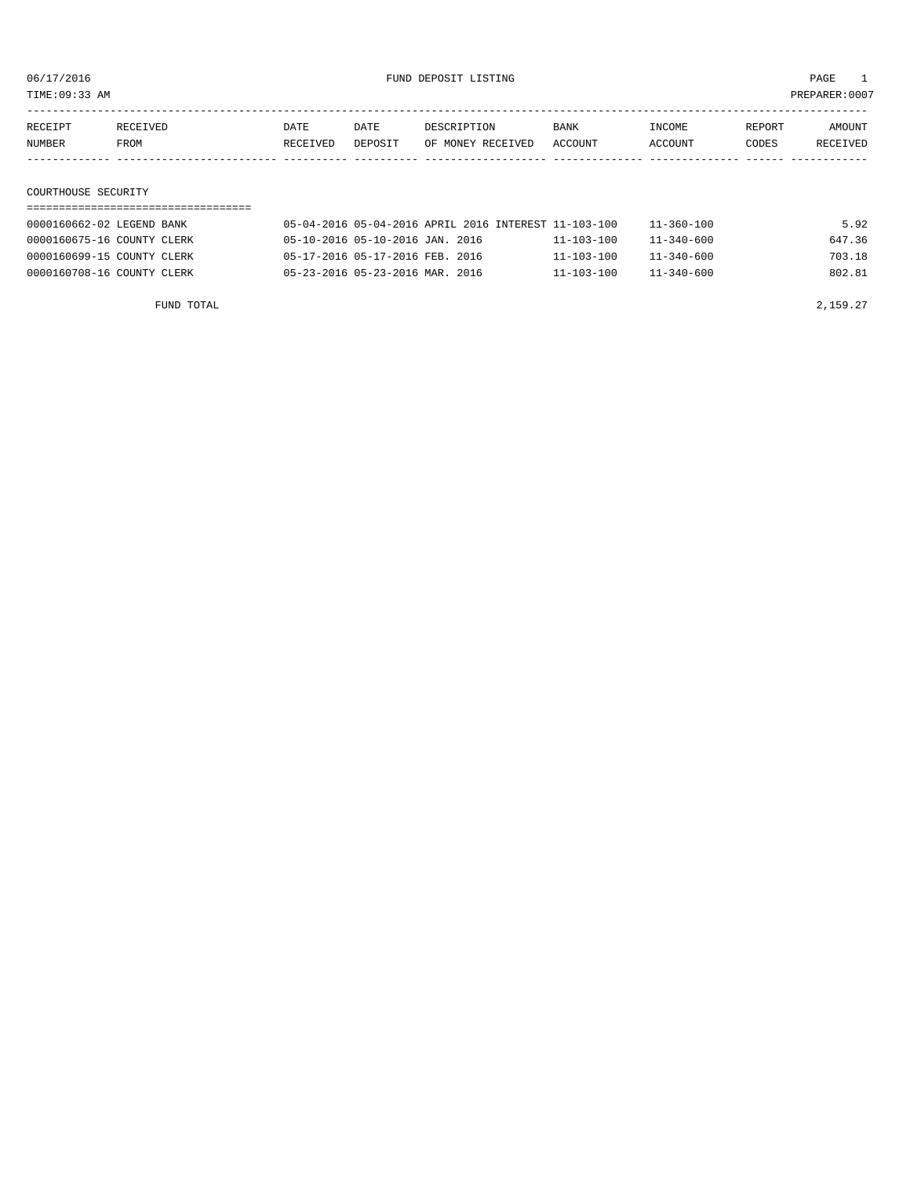06/17/2016 FUND DEPOSIT LISTING

TIME:09:33 AM PREPARER:0007

| RECEIPT NUMBER | RECEIVED FROM | DATE RECEIVED | DATE DEPOSIT | DESCRIPTION OF MONEY RECEIVED | BANK ACCOUNT | INCOME ACCOUNT | REPORT CODES | AMOUNT RECEIVED |
|---|---|---|---|---|---|---|---|---|
| **COURTHOUSE SECURITY** | | | | | | | | |
| 0000160662-02 | LEGEND BANK | 05-04-2016 | 05-04-2016 | APRIL 2016 INTEREST | 11-103-100 | 11-360-100 | | 5.92 |
| 0000160675-16 | COUNTY CLERK | 05-10-2016 | 05-10-2016 | JAN. 2016 | 11-103-100 | 11-340-600 | | 647.36 |
| 0000160699-15 | COUNTY CLERK | 05-17-2016 | 05-17-2016 | FEB. 2016 | 11-103-100 | 11-340-600 | | 703.18 |
| 0000160708-16 | COUNTY CLERK | 05-23-2016 | 05-23-2016 | MAR. 2016 | 11-103-100 | 11-340-600 | | 802.81 |
| | FUND TOTAL | | | | | | | 2,159.27 |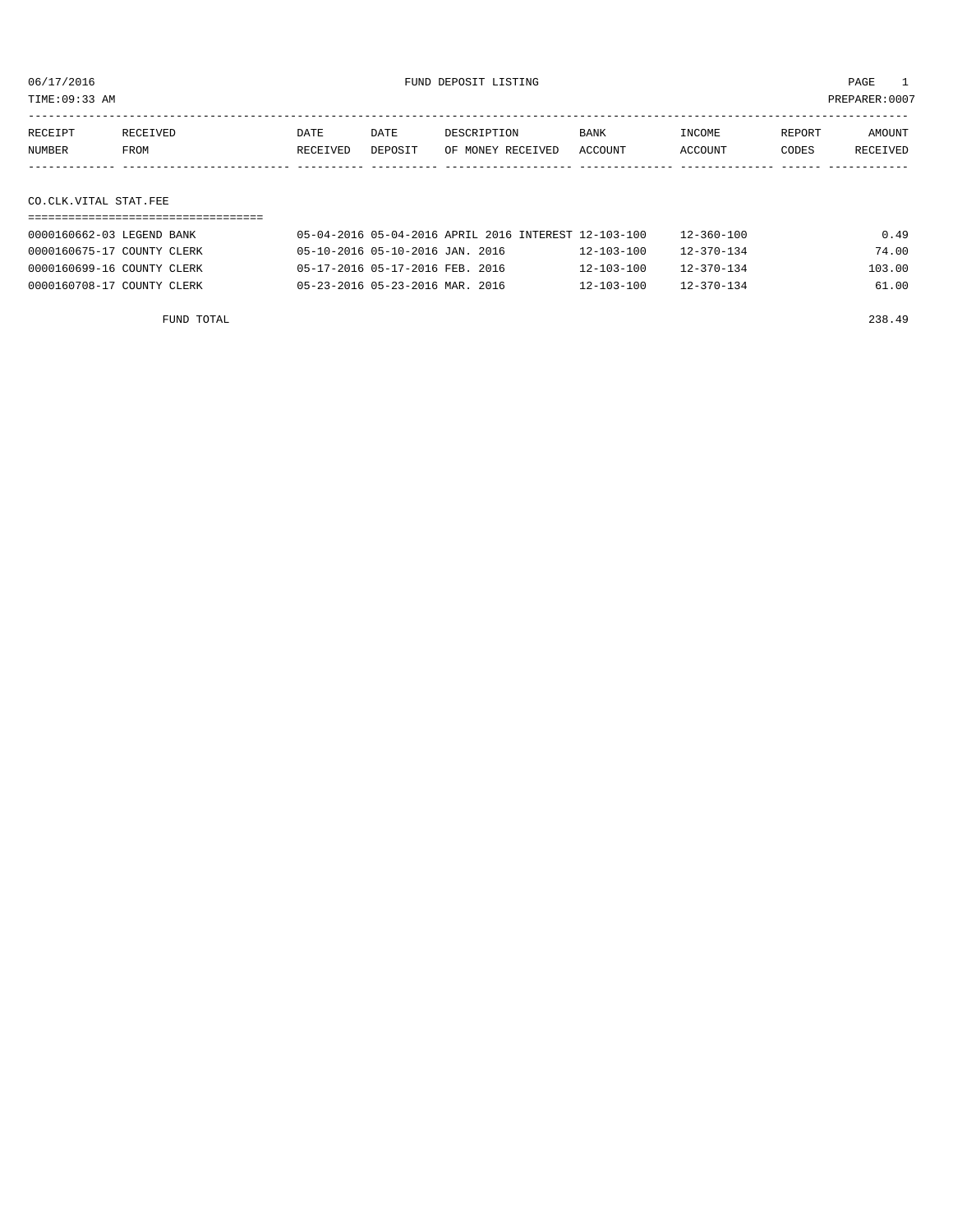# FUND DEPOSIT LISTING

06/17/2016
TIME:09:33 AM
PREPARER:0007

| RECEIPT NUMBER | RECEIVED FROM | DATE RECEIVED | DATE DEPOSIT | DESCRIPTION OF MONEY RECEIVED | BANK ACCOUNT | INCOME ACCOUNT | REPORT CODES | AMOUNT RECEIVED |
|---|---|---|---|---|---|---|---|---|

## CO.CLK.VITAL STAT.FEE

| RECEIPT NUMBER | RECEIVED FROM | DATE RECEIVED | DATE DEPOSIT | DESCRIPTION OF MONEY RECEIVED | BANK ACCOUNT | INCOME ACCOUNT | REPORT CODES | AMOUNT RECEIVED |
|---|---|---|---|---|---|---|---|---|
| 0000160662-03 | LEGEND BANK | 05-04-2016 | 05-04-2016 | APRIL 2016 INTEREST | 12-103-100 | 12-360-100 | | 0.49 |
| 0000160675-17 | COUNTY CLERK | 05-10-2016 | 05-10-2016 | JAN. 2016 | 12-103-100 | 12-370-134 | | 74.00 |
| 0000160699-16 | COUNTY CLERK | 05-17-2016 | 05-17-2016 | FEB. 2016 | 12-103-100 | 12-370-134 | | 103.00 |
| 0000160708-17 | COUNTY CLERK | 05-23-2016 | 05-23-2016 | MAR. 2016 | 12-103-100 | 12-370-134 | | 61.00 |
| | FUND TOTAL | | | | | | | 238.49 |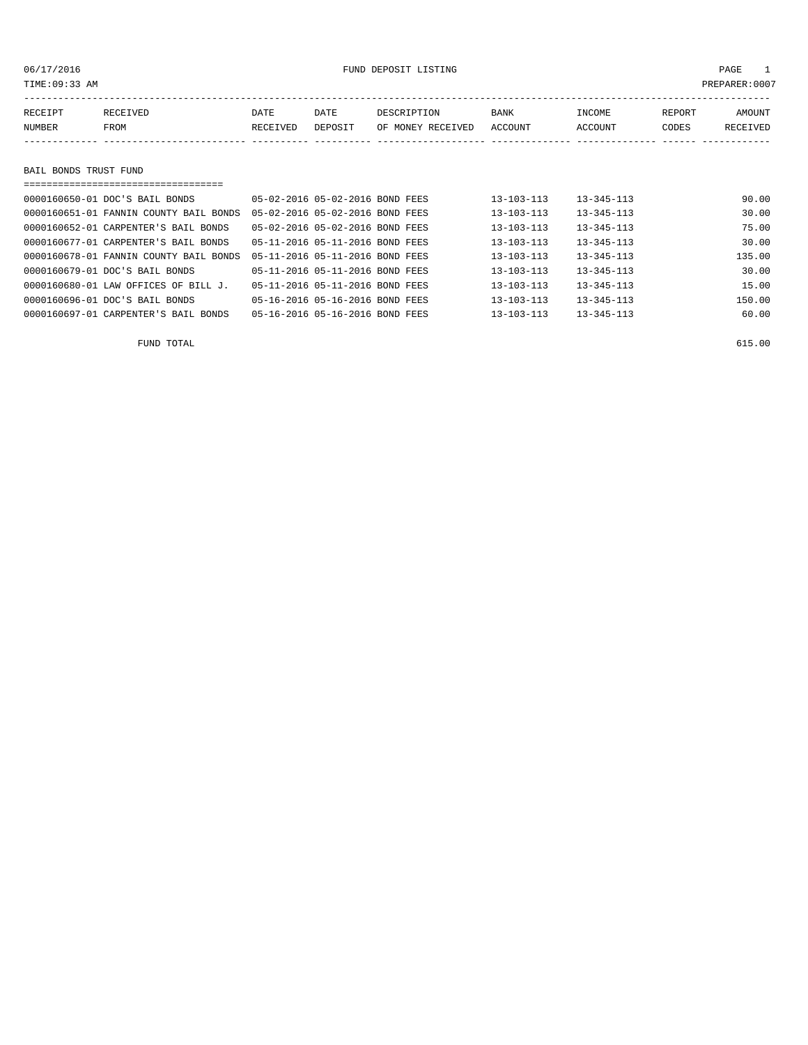06/17/2016 FUND DEPOSIT LISTING PAGE 1
TIME:09:33 AM PREPARER:0007

| RECEIPT NUMBER | RECEIVED FROM | DATE RECEIVED | DATE DEPOSIT | DESCRIPTION OF MONEY RECEIVED | BANK ACCOUNT | INCOME ACCOUNT | REPORT CODES | AMOUNT RECEIVED |
|---|---|---|---|---|---|---|---|---|

## BAIL BONDS TRUST FUND

| RECEIPT NUMBER | RECEIVED FROM | DATE RECEIVED | DATE DEPOSIT | DESCRIPTION OF MONEY RECEIVED | BANK ACCOUNT | INCOME ACCOUNT | REPORT CODES | AMOUNT RECEIVED |
|---|---|---|---|---|---|---|---|---|
| 0000160650-01 | DOC'S BAIL BONDS | 05-02-2016 | 05-02-2016 | BOND FEES | 13-103-113 | 13-345-113 | | 90.00 |
| 0000160651-01 | FANNIN COUNTY BAIL BONDS | 05-02-2016 | 05-02-2016 | BOND FEES | 13-103-113 | 13-345-113 | | 30.00 |
| 0000160652-01 | CARPENTER'S BAIL BONDS | 05-02-2016 | 05-02-2016 | BOND FEES | 13-103-113 | 13-345-113 | | 75.00 |
| 0000160677-01 | CARPENTER'S BAIL BONDS | 05-11-2016 | 05-11-2016 | BOND FEES | 13-103-113 | 13-345-113 | | 30.00 |
| 0000160678-01 | FANNIN COUNTY BAIL BONDS | 05-11-2016 | 05-11-2016 | BOND FEES | 13-103-113 | 13-345-113 | | 135.00 |
| 0000160679-01 | DOC'S BAIL BONDS | 05-11-2016 | 05-11-2016 | BOND FEES | 13-103-113 | 13-345-113 | | 30.00 |
| 0000160680-01 | LAW OFFICES OF BILL J. | 05-11-2016 | 05-11-2016 | BOND FEES | 13-103-113 | 13-345-113 | | 15.00 |
| 0000160696-01 | DOC'S BAIL BONDS | 05-16-2016 | 05-16-2016 | BOND FEES | 13-103-113 | 13-345-113 | | 150.00 |
| 0000160697-01 | CARPENTER'S BAIL BONDS | 05-16-2016 | 05-16-2016 | BOND FEES | 13-103-113 | 13-345-113 | | 60.00 |

FUND TOTAL 615.00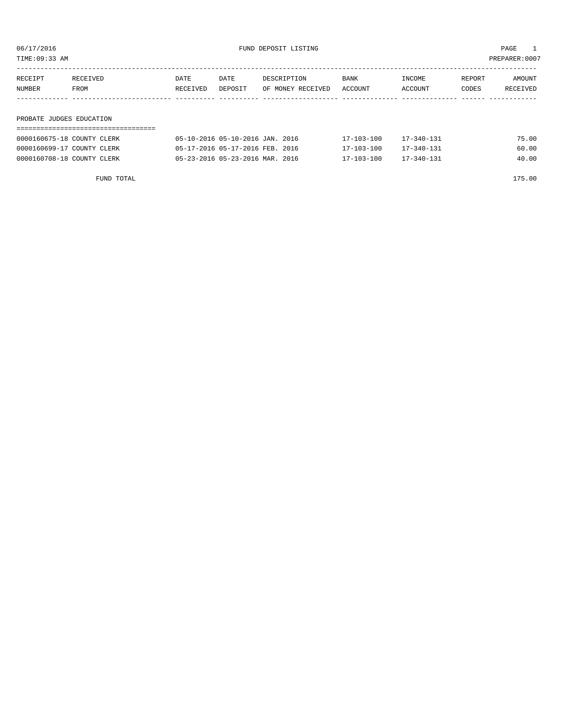06/17/2016 FUND DEPOSIT LISTING

TIME:09:33 AM PREPARER:0007

| RECEIPT NUMBER | RECEIVED FROM | DATE RECEIVED | DATE DEPOSIT | DESCRIPTION OF MONEY RECEIVED | BANK ACCOUNT | INCOME ACCOUNT | REPORT CODES | AMOUNT RECEIVED |
|---|---|---|---|---|---|---|---|---|
| **PROBATE JUDGES EDUCATION** | | | | | | | | |
| 0000160675-18 | COUNTY CLERK | 05-10-2016 | 05-10-2016 | JAN. 2016 | 17-103-100 | 17-340-131 | | 75.00 |
| 0000160699-17 | COUNTY CLERK | 05-17-2016 | 05-17-2016 | FEB. 2016 | 17-103-100 | 17-340-131 | | 60.00 |
| 0000160708-18 | COUNTY CLERK | 05-23-2016 | 05-23-2016 | MAR. 2016 | 17-103-100 | 17-340-131 | | 40.00 |
| | FUND TOTAL | | | | | | | 175.00 |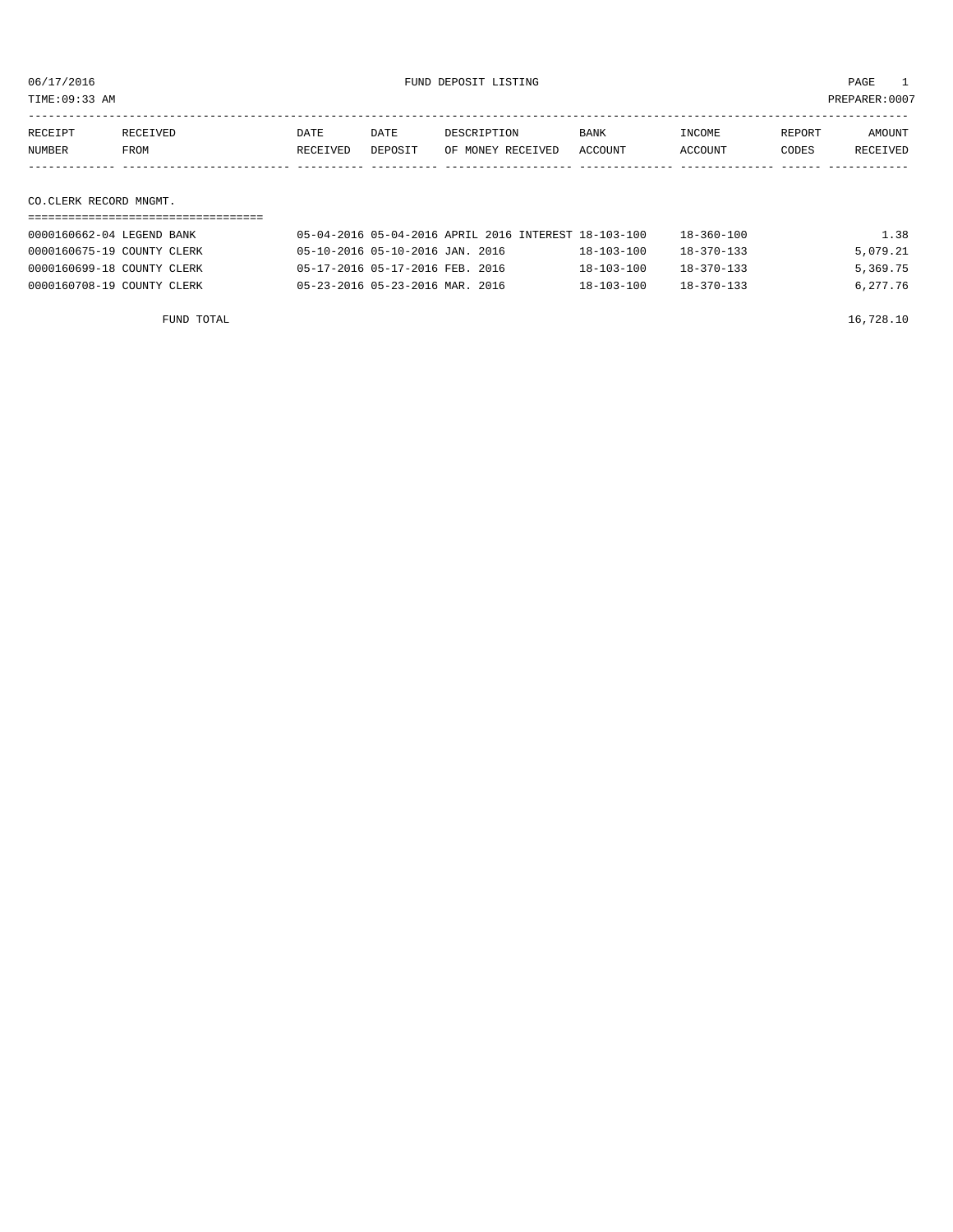FUND DEPOSIT LISTING

06/17/2016
TIME:09:33 AM
PREPARER:0007

| RECEIPT NUMBER | RECEIVED FROM | DATE RECEIVED | DATE DEPOSIT | DESCRIPTION OF MONEY RECEIVED | BANK ACCOUNT | INCOME ACCOUNT | REPORT CODES | AMOUNT RECEIVED |
|---|---|---|---|---|---|---|---|---|
| **CO.CLERK RECORD MNGMT.** | | | | | | | | |
| 0000160662-04 | LEGEND BANK | 05-04-2016 | 05-04-2016 | APRIL 2016 INTEREST | 18-103-100 | 18-360-100 | | 1.38 |
| 0000160675-19 | COUNTY CLERK | 05-10-2016 | 05-10-2016 | JAN. 2016 | 18-103-100 | 18-370-133 | | 5,079.21 |
| 0000160699-18 | COUNTY CLERK | 05-17-2016 | 05-17-2016 | FEB. 2016 | 18-103-100 | 18-370-133 | | 5,369.75 |
| 0000160708-19 | COUNTY CLERK | 05-23-2016 | 05-23-2016 | MAR. 2016 | 18-103-100 | 18-370-133 | | 6,277.76 |
| | FUND TOTAL | | | | | | | 16,728.10 |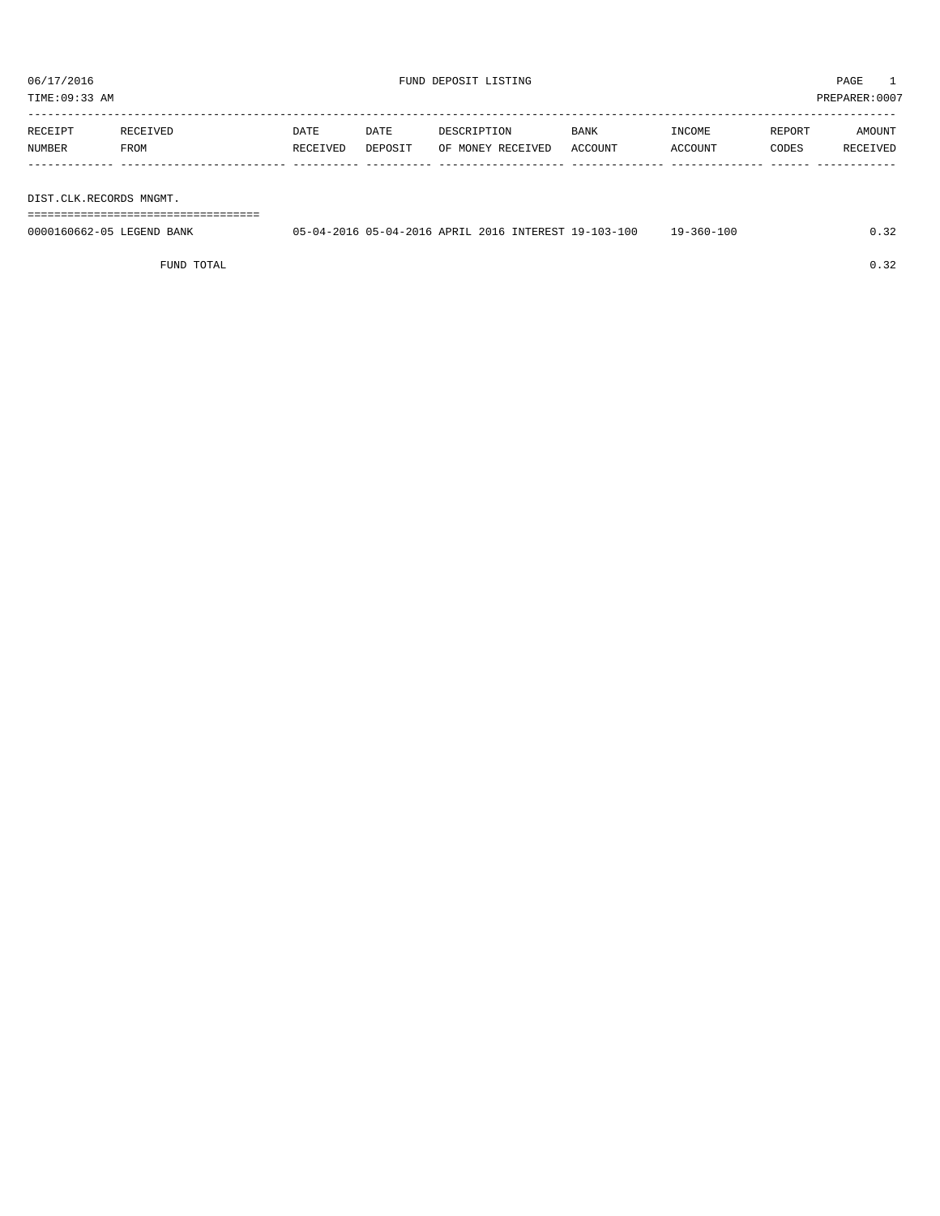06/17/2016 FUND DEPOSIT LISTING PAGE 1

TIME:09:33 AM PREPARER:0007

| RECEIPT NUMBER | RECEIVED FROM | DATE RECEIVED | DATE DEPOSIT | DESCRIPTION OF MONEY RECEIVED | BANK ACCOUNT | INCOME ACCOUNT | REPORT CODES | AMOUNT RECEIVED |
|---|---|---|---|---|---|---|---|---|
| DIST.CLK.RECORDS MNGMT. | | | | | | | | |
| 0000160662-05 | LEGEND BANK | 05-04-2016 | 05-04-2016 | APRIL 2016 INTEREST | 19-103-100 | 19-360-100 | | 0.32 |
| | FUND TOTAL | | | | | | | 0.32 |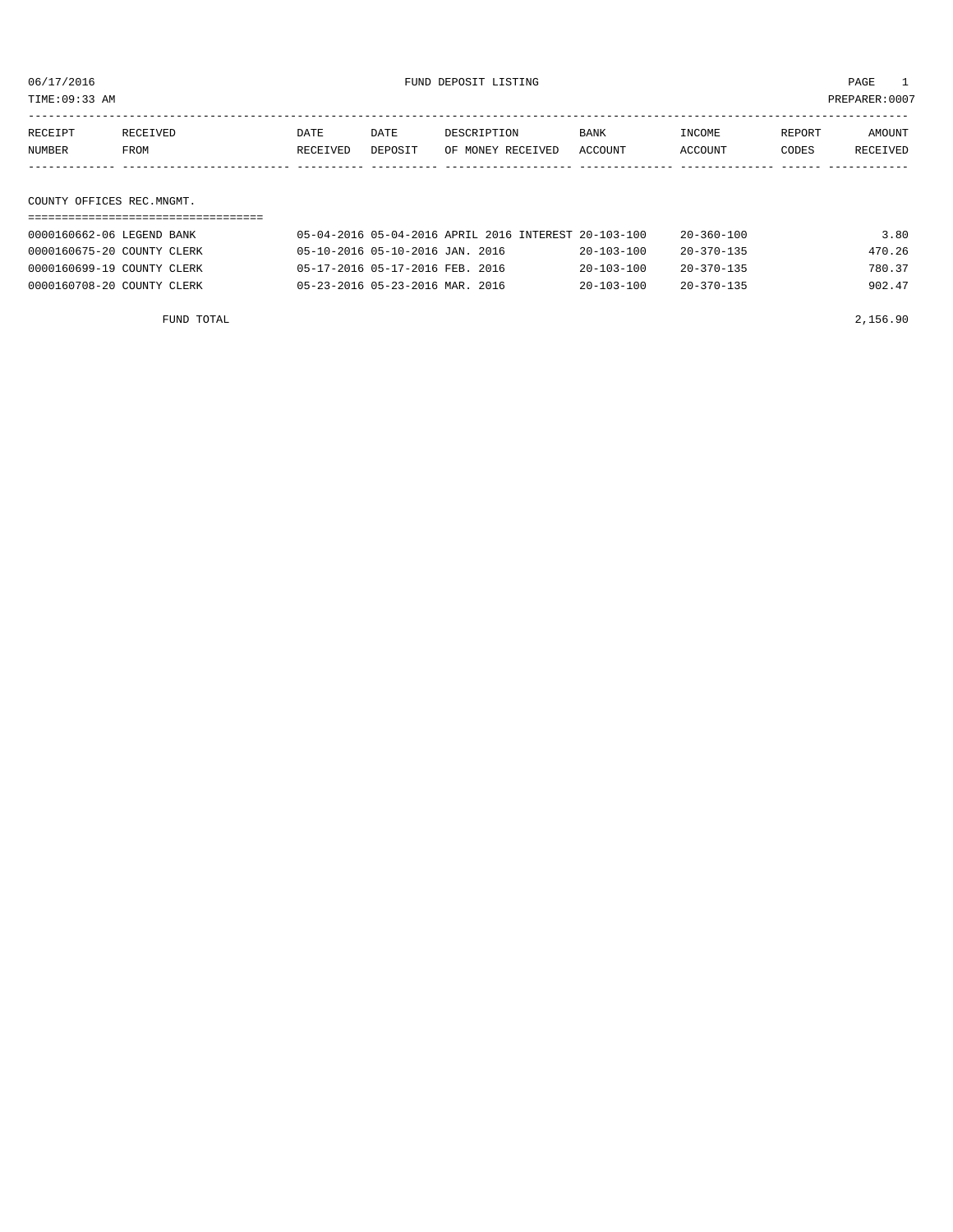06/17/2016 FUND DEPOSIT LISTING

TIME:09:33 AM PREPARER:0007

| RECEIPT NUMBER | RECEIVED FROM | DATE RECEIVED | DATE DEPOSIT | DESCRIPTION OF MONEY RECEIVED | BANK ACCOUNT | INCOME ACCOUNT | REPORT CODES | AMOUNT RECEIVED |
|---|---|---|---|---|---|---|---|---|
| **COUNTY OFFICES REC.MNGMT.** | | | | | | | | |
| 0000160662-06 | LEGEND BANK | 05-04-2016 | 05-04-2016 | APRIL 2016 INTEREST | 20-103-100 | 20-360-100 | | 3.80 |
| 0000160675-20 | COUNTY CLERK | 05-10-2016 | 05-10-2016 | JAN. 2016 | 20-103-100 | 20-370-135 | | 470.26 |
| 0000160699-19 | COUNTY CLERK | 05-17-2016 | 05-17-2016 | FEB. 2016 | 20-103-100 | 20-370-135 | | 780.37 |
| 0000160708-20 | COUNTY CLERK | 05-23-2016 | 05-23-2016 | MAR. 2016 | 20-103-100 | 20-370-135 | | 902.47 |
| | FUND TOTAL | | | | | | | 2,156.90 |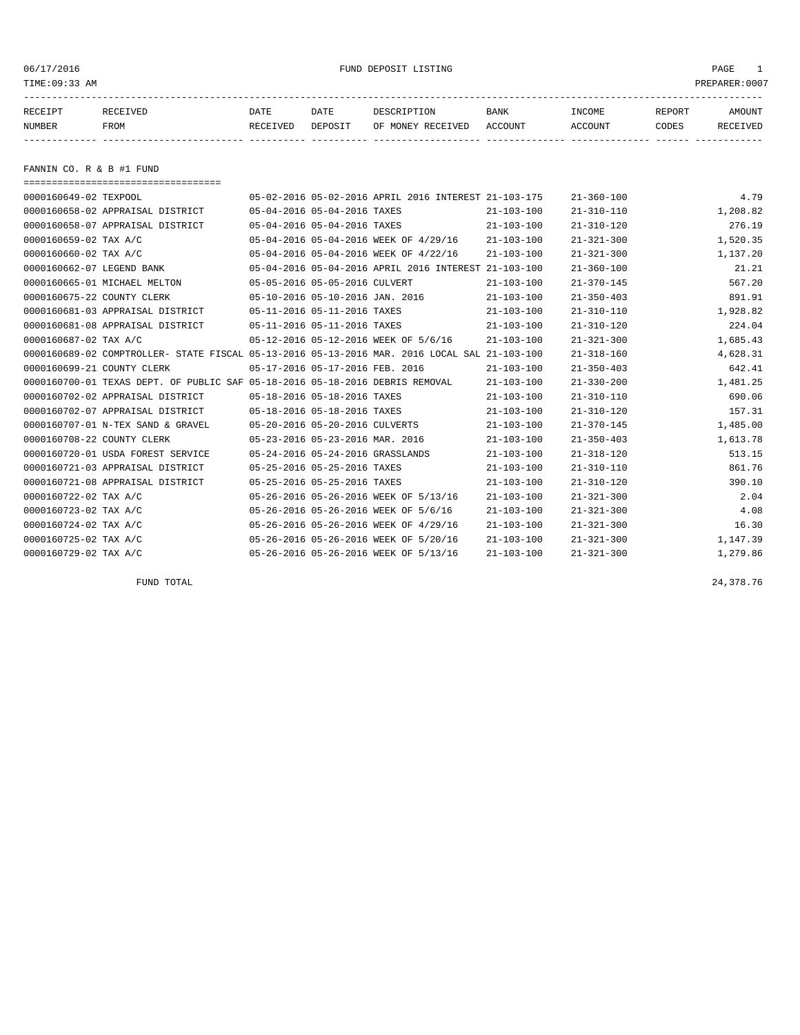06/17/2016 FUND DEPOSIT LISTING

TIME:09:33 AM PREPARER:0007

| RECEIPT NUMBER | RECEIVED FROM | DATE RECEIVED | DATE DEPOSIT | DESCRIPTION OF MONEY RECEIVED | BANK ACCOUNT | INCOME ACCOUNT | REPORT CODES | AMOUNT RECEIVED |
|---|---|---|---|---|---|---|---|---|

## FANNIN CO. R & B #1 FUND

| RECEIPT NUMBER | RECEIVED FROM | DATE RECEIVED | DATE DEPOSIT | DESCRIPTION OF MONEY RECEIVED | BANK ACCOUNT | INCOME ACCOUNT | REPORT CODES | AMOUNT RECEIVED |
|---|---|---|---|---|---|---|---|---|
| 0000160649-02 | TEXPOOL | 05-02-2016 | 05-02-2016 | APRIL 2016 INTEREST | 21-103-175 | 21-360-100 | | 4.79 |
| 0000160658-02 | APPRAISAL DISTRICT | 05-04-2016 | 05-04-2016 | TAXES | 21-103-100 | 21-310-110 | | 1,208.82 |
| 0000160658-07 | APPRAISAL DISTRICT | 05-04-2016 | 05-04-2016 | TAXES | 21-103-100 | 21-310-120 | | 276.19 |
| 0000160659-02 | TAX A/C | 05-04-2016 | 05-04-2016 | WEEK OF 4/29/16 | 21-103-100 | 21-321-300 | | 1,520.35 |
| 0000160660-02 | TAX A/C | 05-04-2016 | 05-04-2016 | WEEK OF 4/22/16 | 21-103-100 | 21-321-300 | | 1,137.20 |
| 0000160662-07 | LEGEND BANK | 05-04-2016 | 05-04-2016 | APRIL 2016 INTEREST | 21-103-100 | 21-360-100 | | 21.21 |
| 0000160665-01 | MICHAEL MELTON | 05-05-2016 | 05-05-2016 | CULVERT | 21-103-100 | 21-370-145 | | 567.20 |
| 0000160675-22 | COUNTY CLERK | 05-10-2016 | 05-10-2016 | JAN. 2016 | 21-103-100 | 21-350-403 | | 891.91 |
| 0000160681-03 | APPRAISAL DISTRICT | 05-11-2016 | 05-11-2016 | TAXES | 21-103-100 | 21-310-110 | | 1,928.82 |
| 0000160681-08 | APPRAISAL DISTRICT | 05-11-2016 | 05-11-2016 | TAXES | 21-103-100 | 21-310-120 | | 224.04 |
| 0000160687-02 | TAX A/C | 05-12-2016 | 05-12-2016 | WEEK OF 5/6/16 | 21-103-100 | 21-321-300 | | 1,685.43 |
| 0000160689-02 | COMPTROLLER- STATE FISCAL | 05-13-2016 | 05-13-2016 | MAR. 2016 LOCAL SAL | 21-103-100 | 21-318-160 | | 4,628.31 |
| 0000160699-21 | COUNTY CLERK | 05-17-2016 | 05-17-2016 | FEB. 2016 | 21-103-100 | 21-350-403 | | 642.41 |
| 0000160700-01 | TEXAS DEPT. OF PUBLIC SAF | 05-18-2016 | 05-18-2016 | DEBRIS REMOVAL | 21-103-100 | 21-330-200 | | 1,481.25 |
| 0000160702-02 | APPRAISAL DISTRICT | 05-18-2016 | 05-18-2016 | TAXES | 21-103-100 | 21-310-110 | | 690.06 |
| 0000160702-07 | APPRAISAL DISTRICT | 05-18-2016 | 05-18-2016 | TAXES | 21-103-100 | 21-310-120 | | 157.31 |
| 0000160707-01 | N-TEX SAND & GRAVEL | 05-20-2016 | 05-20-2016 | CULVERTS | 21-103-100 | 21-370-145 | | 1,485.00 |
| 0000160708-22 | COUNTY CLERK | 05-23-2016 | 05-23-2016 | MAR. 2016 | 21-103-100 | 21-350-403 | | 1,613.78 |
| 0000160720-01 | USDA FOREST SERVICE | 05-24-2016 | 05-24-2016 | GRASSLANDS | 21-103-100 | 21-318-120 | | 513.15 |
| 0000160721-03 | APPRAISAL DISTRICT | 05-25-2016 | 05-25-2016 | TAXES | 21-103-100 | 21-310-110 | | 861.76 |
| 0000160721-08 | APPRAISAL DISTRICT | 05-25-2016 | 05-25-2016 | TAXES | 21-103-100 | 21-310-120 | | 390.10 |
| 0000160722-02 | TAX A/C | 05-26-2016 | 05-26-2016 | WEEK OF 5/13/16 | 21-103-100 | 21-321-300 | | 2.04 |
| 0000160723-02 | TAX A/C | 05-26-2016 | 05-26-2016 | WEEK OF 5/6/16 | 21-103-100 | 21-321-300 | | 4.08 |
| 0000160724-02 | TAX A/C | 05-26-2016 | 05-26-2016 | WEEK OF 4/29/16 | 21-103-100 | 21-321-300 | | 16.30 |
| 0000160725-02 | TAX A/C | 05-26-2016 | 05-26-2016 | WEEK OF 5/20/16 | 21-103-100 | 21-321-300 | | 1,147.39 |
| 0000160729-02 | TAX A/C | 05-26-2016 | 05-26-2016 | WEEK OF 5/13/16 | 21-103-100 | 21-321-300 | | 1,279.86 |
| | FUND TOTAL | | | | | | | 24,378.76 |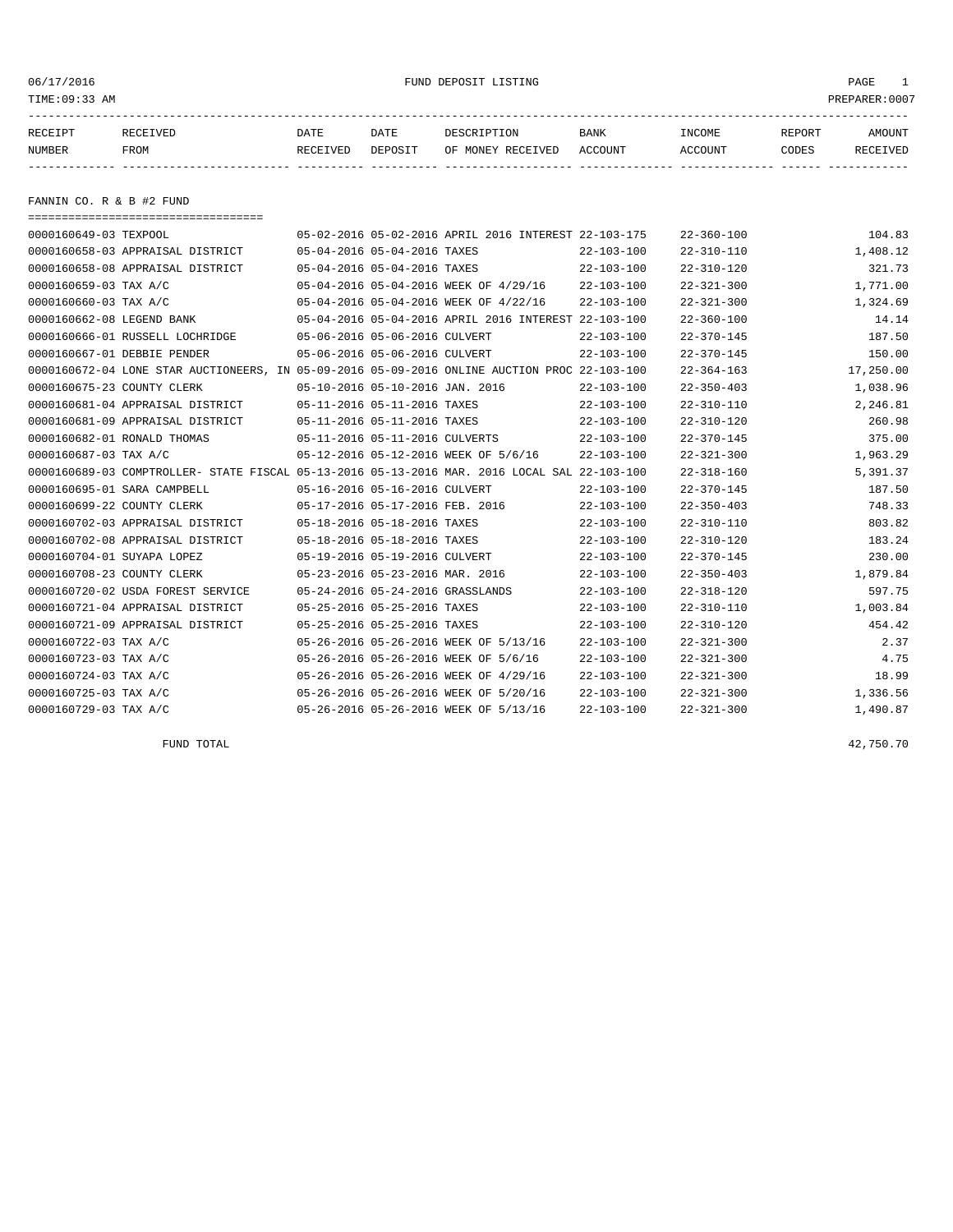06/17/2016 FUND DEPOSIT LISTING

TIME:09:33 AM PREPARER:0007

| RECEIPT NUMBER | RECEIVED FROM | DATE RECEIVED | DATE DEPOSIT | DESCRIPTION OF MONEY RECEIVED | BANK ACCOUNT | INCOME ACCOUNT | REPORT CODES | AMOUNT RECEIVED |
|---|---|---|---|---|---|---|---|---|

## FANNIN CO. R & B #2 FUND

| RECEIPT NUMBER | RECEIVED FROM | DATE RECEIVED | DATE DEPOSIT | DESCRIPTION OF MONEY RECEIVED | BANK ACCOUNT | INCOME ACCOUNT | REPORT CODES | AMOUNT RECEIVED |
|---|---|---|---|---|---|---|---|---|
| 0000160649-03 | TEXPOOL | 05-02-2016 | 05-02-2016 | APRIL 2016 INTEREST | 22-103-175 | 22-360-100 | | 104.83 |
| 0000160658-03 | APPRAISAL DISTRICT | 05-04-2016 | 05-04-2016 | TAXES | 22-103-100 | 22-310-110 | | 1,408.12 |
| 0000160658-08 | APPRAISAL DISTRICT | 05-04-2016 | 05-04-2016 | TAXES | 22-103-100 | 22-310-120 | | 321.73 |
| 0000160659-03 | TAX A/C | 05-04-2016 | 05-04-2016 | WEEK OF 4/29/16 | 22-103-100 | 22-321-300 | | 1,771.00 |
| 0000160660-03 | TAX A/C | 05-04-2016 | 05-04-2016 | WEEK OF 4/22/16 | 22-103-100 | 22-321-300 | | 1,324.69 |
| 0000160662-08 | LEGEND BANK | 05-04-2016 | 05-04-2016 | APRIL 2016 INTEREST | 22-103-100 | 22-360-100 | | 14.14 |
| 0000160666-01 | RUSSELL LOCHRIDGE | 05-06-2016 | 05-06-2016 | CULVERT | 22-103-100 | 22-370-145 | | 187.50 |
| 0000160667-01 | DEBBIE PENDER | 05-06-2016 | 05-06-2016 | CULVERT | 22-103-100 | 22-370-145 | | 150.00 |
| 0000160672-04 | LONE STAR AUCTIONEERS, IN | 05-09-2016 | 05-09-2016 | ONLINE AUCTION PROC | 22-103-100 | 22-364-163 | | 17,250.00 |
| 0000160675-23 | COUNTY CLERK | 05-10-2016 | 05-10-2016 | JAN. 2016 | 22-103-100 | 22-350-403 | | 1,038.96 |
| 0000160681-04 | APPRAISAL DISTRICT | 05-11-2016 | 05-11-2016 | TAXES | 22-103-100 | 22-310-110 | | 2,246.81 |
| 0000160681-09 | APPRAISAL DISTRICT | 05-11-2016 | 05-11-2016 | TAXES | 22-103-100 | 22-310-120 | | 260.98 |
| 0000160682-01 | RONALD THOMAS | 05-11-2016 | 05-11-2016 | CULVERTS | 22-103-100 | 22-370-145 | | 375.00 |
| 0000160687-03 | TAX A/C | 05-12-2016 | 05-12-2016 | WEEK OF 5/6/16 | 22-103-100 | 22-321-300 | | 1,963.29 |
| 0000160689-03 | COMPTROLLER- STATE FISCAL | 05-13-2016 | 05-13-2016 | MAR. 2016 LOCAL SAL | 22-103-100 | 22-318-160 | | 5,391.37 |
| 0000160695-01 | SARA CAMPBELL | 05-16-2016 | 05-16-2016 | CULVERT | 22-103-100 | 22-370-145 | | 187.50 |
| 0000160699-22 | COUNTY CLERK | 05-17-2016 | 05-17-2016 | FEB. 2016 | 22-103-100 | 22-350-403 | | 748.33 |
| 0000160702-03 | APPRAISAL DISTRICT | 05-18-2016 | 05-18-2016 | TAXES | 22-103-100 | 22-310-110 | | 803.82 |
| 0000160702-08 | APPRAISAL DISTRICT | 05-18-2016 | 05-18-2016 | TAXES | 22-103-100 | 22-310-120 | | 183.24 |
| 0000160704-01 | SUYAPA LOPEZ | 05-19-2016 | 05-19-2016 | CULVERT | 22-103-100 | 22-370-145 | | 230.00 |
| 0000160708-23 | COUNTY CLERK | 05-23-2016 | 05-23-2016 | MAR. 2016 | 22-103-100 | 22-350-403 | | 1,879.84 |
| 0000160720-02 | USDA FOREST SERVICE | 05-24-2016 | 05-24-2016 | GRASSLANDS | 22-103-100 | 22-318-120 | | 597.75 |
| 0000160721-04 | APPRAISAL DISTRICT | 05-25-2016 | 05-25-2016 | TAXES | 22-103-100 | 22-310-110 | | 1,003.84 |
| 0000160721-09 | APPRAISAL DISTRICT | 05-25-2016 | 05-25-2016 | TAXES | 22-103-100 | 22-310-120 | | 454.42 |
| 0000160722-03 | TAX A/C | 05-26-2016 | 05-26-2016 | WEEK OF 5/13/16 | 22-103-100 | 22-321-300 | | 2.37 |
| 0000160723-03 | TAX A/C | 05-26-2016 | 05-26-2016 | WEEK OF 5/6/16 | 22-103-100 | 22-321-300 | | 4.75 |
| 0000160724-03 | TAX A/C | 05-26-2016 | 05-26-2016 | WEEK OF 4/29/16 | 22-103-100 | 22-321-300 | | 18.99 |
| 0000160725-03 | TAX A/C | 05-26-2016 | 05-26-2016 | WEEK OF 5/20/16 | 22-103-100 | 22-321-300 | | 1,336.56 |
| 0000160729-03 | TAX A/C | 05-26-2016 | 05-26-2016 | WEEK OF 5/13/16 | 22-103-100 | 22-321-300 | | 1,490.87 |

FUND TOTAL 42,750.70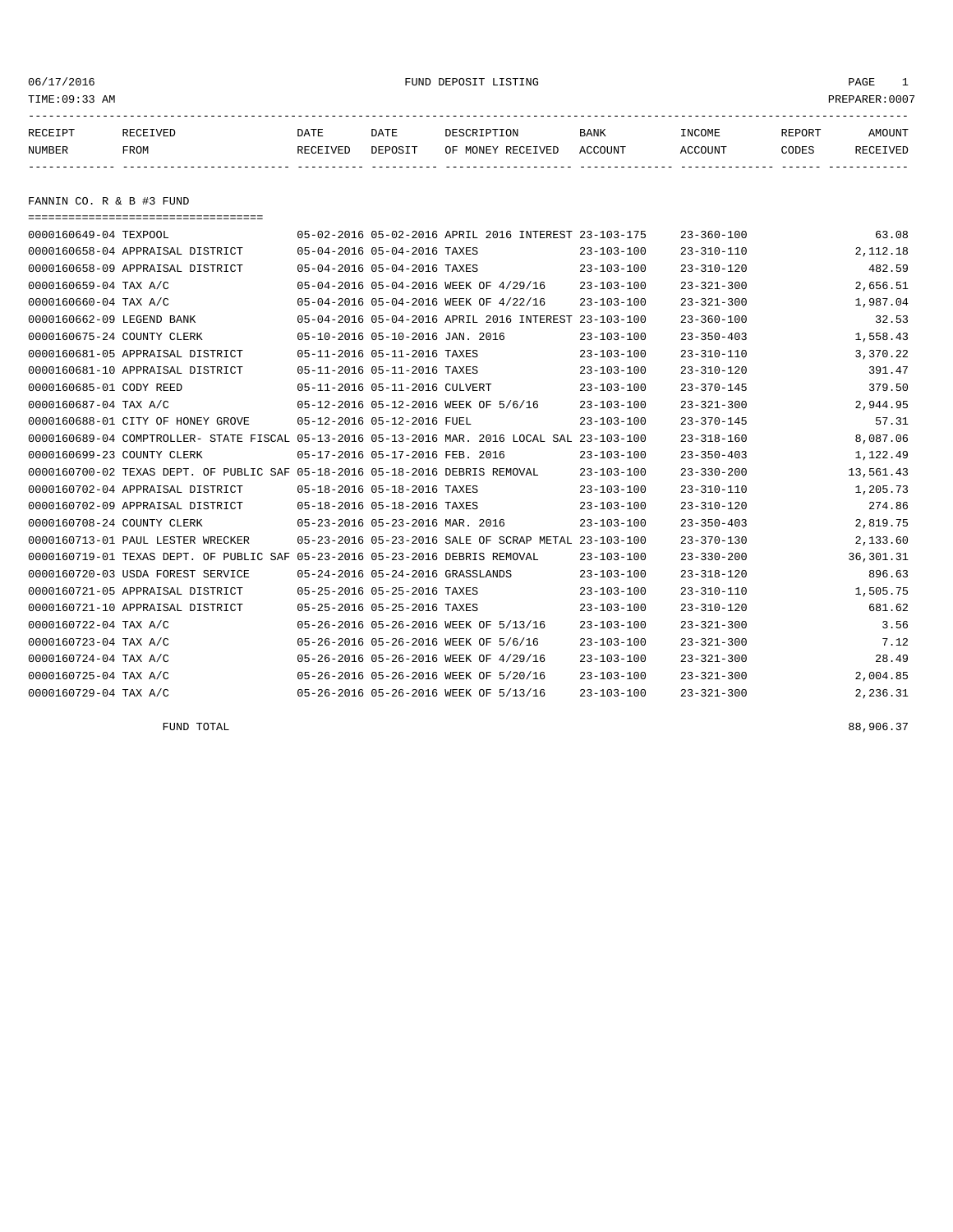06/17/2016 FUND DEPOSIT LISTING PAGE 1
TIME:09:33 AM PREPARER:0007

## FANNIN CO. R & B #3 FUND

| RECEIPT NUMBER | RECEIVED FROM | DATE RECEIVED | DATE DEPOSIT | DESCRIPTION OF MONEY RECEIVED | BANK ACCOUNT | INCOME ACCOUNT | REPORT CODES | AMOUNT RECEIVED |
|---|---|---|---|---|---|---|---|---|
| 0000160649-04 | TEXPOOL | 05-02-2016 | 05-02-2016 | APRIL 2016 INTEREST | 23-103-175 | 23-360-100 | | 63.08 |
| 0000160658-04 | APPRAISAL DISTRICT | 05-04-2016 | 05-04-2016 | TAXES | 23-103-100 | 23-310-110 | | 2,112.18 |
| 0000160658-09 | APPRAISAL DISTRICT | 05-04-2016 | 05-04-2016 | TAXES | 23-103-100 | 23-310-120 | | 482.59 |
| 0000160659-04 | TAX A/C | 05-04-2016 | 05-04-2016 | WEEK OF 4/29/16 | 23-103-100 | 23-321-300 | | 2,656.51 |
| 0000160660-04 | TAX A/C | 05-04-2016 | 05-04-2016 | WEEK OF 4/22/16 | 23-103-100 | 23-321-300 | | 1,987.04 |
| 0000160662-09 | LEGEND BANK | 05-04-2016 | 05-04-2016 | APRIL 2016 INTEREST | 23-103-100 | 23-360-100 | | 32.53 |
| 0000160675-24 | COUNTY CLERK | 05-10-2016 | 05-10-2016 | JAN. 2016 | 23-103-100 | 23-350-403 | | 1,558.43 |
| 0000160681-05 | APPRAISAL DISTRICT | 05-11-2016 | 05-11-2016 | TAXES | 23-103-100 | 23-310-110 | | 3,370.22 |
| 0000160681-10 | APPRAISAL DISTRICT | 05-11-2016 | 05-11-2016 | TAXES | 23-103-100 | 23-310-120 | | 391.47 |
| 0000160685-01 | CODY REED | 05-11-2016 | 05-11-2016 | CULVERT | 23-103-100 | 23-370-145 | | 379.50 |
| 0000160687-04 | TAX A/C | 05-12-2016 | 05-12-2016 | WEEK OF 5/6/16 | 23-103-100 | 23-321-300 | | 2,944.95 |
| 0000160688-01 | CITY OF HONEY GROVE | 05-12-2016 | 05-12-2016 | FUEL | 23-103-100 | 23-370-145 | | 57.31 |
| 0000160689-04 | COMPTROLLER- STATE FISCAL | 05-13-2016 | 05-13-2016 | MAR. 2016 LOCAL SAL | 23-103-100 | 23-318-160 | | 8,087.06 |
| 0000160699-23 | COUNTY CLERK | 05-17-2016 | 05-17-2016 | FEB. 2016 | 23-103-100 | 23-350-403 | | 1,122.49 |
| 0000160700-02 | TEXAS DEPT. OF PUBLIC SAF | 05-18-2016 | 05-18-2016 | DEBRIS REMOVAL | 23-103-100 | 23-330-200 | | 13,561.43 |
| 0000160702-04 | APPRAISAL DISTRICT | 05-18-2016 | 05-18-2016 | TAXES | 23-103-100 | 23-310-110 | | 1,205.73 |
| 0000160702-09 | APPRAISAL DISTRICT | 05-18-2016 | 05-18-2016 | TAXES | 23-103-100 | 23-310-120 | | 274.86 |
| 0000160708-24 | COUNTY CLERK | 05-23-2016 | 05-23-2016 | MAR. 2016 | 23-103-100 | 23-350-403 | | 2,819.75 |
| 0000160713-01 | PAUL LESTER WRECKER | 05-23-2016 | 05-23-2016 | SALE OF SCRAP METAL | 23-103-100 | 23-370-130 | | 2,133.60 |
| 0000160719-01 | TEXAS DEPT. OF PUBLIC SAF | 05-23-2016 | 05-23-2016 | DEBRIS REMOVAL | 23-103-100 | 23-330-200 | | 36,301.31 |
| 0000160720-03 | USDA FOREST SERVICE | 05-24-2016 | 05-24-2016 | GRASSLANDS | 23-103-100 | 23-318-120 | | 896.63 |
| 0000160721-05 | APPRAISAL DISTRICT | 05-25-2016 | 05-25-2016 | TAXES | 23-103-100 | 23-310-110 | | 1,505.75 |
| 0000160721-10 | APPRAISAL DISTRICT | 05-25-2016 | 05-25-2016 | TAXES | 23-103-100 | 23-310-120 | | 681.62 |
| 0000160722-04 | TAX A/C | 05-26-2016 | 05-26-2016 | WEEK OF 5/13/16 | 23-103-100 | 23-321-300 | | 3.56 |
| 0000160723-04 | TAX A/C | 05-26-2016 | 05-26-2016 | WEEK OF 5/6/16 | 23-103-100 | 23-321-300 | | 7.12 |
| 0000160724-04 | TAX A/C | 05-26-2016 | 05-26-2016 | WEEK OF 4/29/16 | 23-103-100 | 23-321-300 | | 28.49 |
| 0000160725-04 | TAX A/C | 05-26-2016 | 05-26-2016 | WEEK OF 5/20/16 | 23-103-100 | 23-321-300 | | 2,004.85 |
| 0000160729-04 | TAX A/C | 05-26-2016 | 05-26-2016 | WEEK OF 5/13/16 | 23-103-100 | 23-321-300 | | 2,236.31 |
| | FUND TOTAL | | | | | | | 88,906.37 |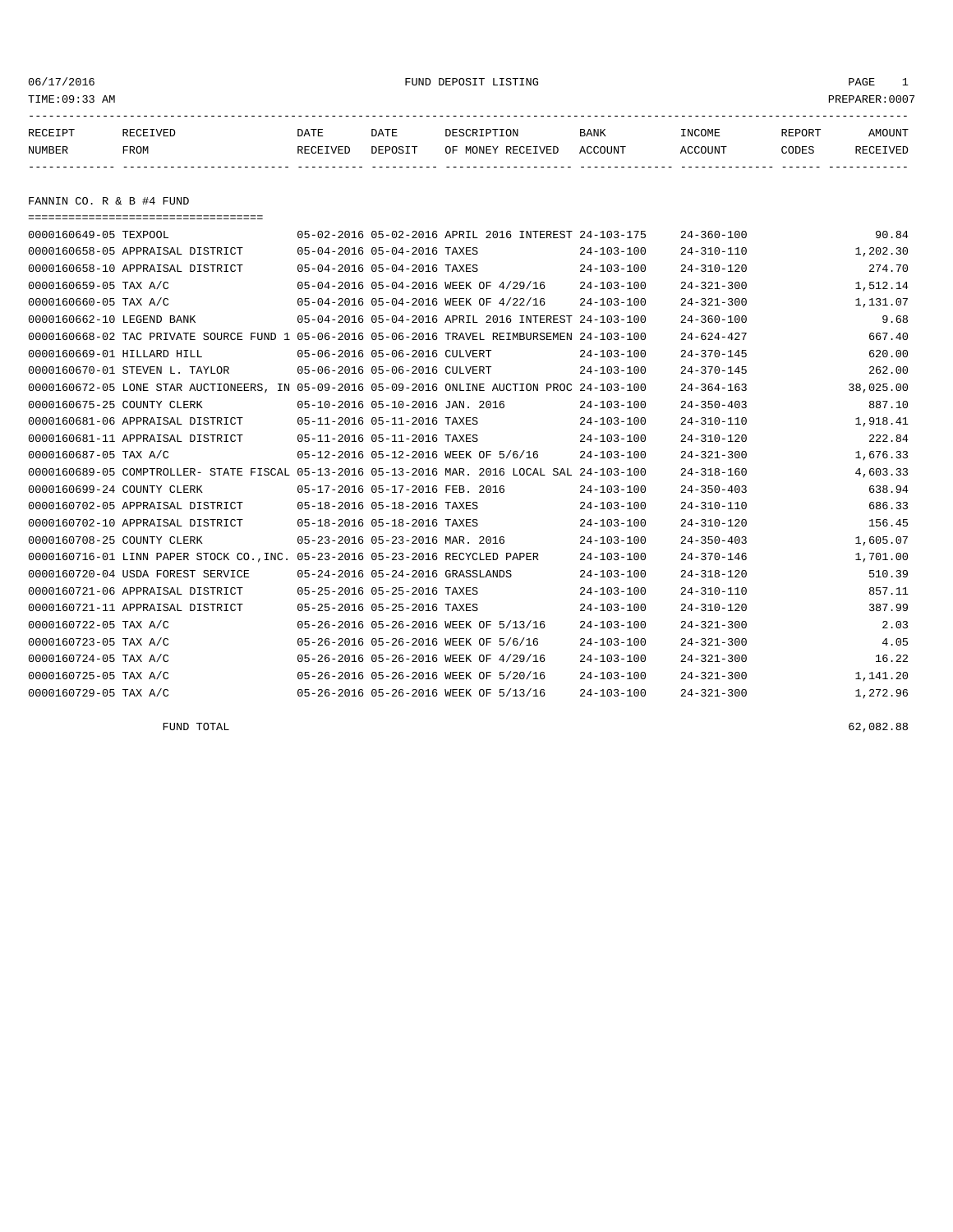FUND DEPOSIT LISTING

06/17/2016
TIME:09:33 AM
PREPARER:0007

## FANNIN CO. R & B #4 FUND

| RECEIPT NUMBER | RECEIVED FROM | DATE RECEIVED | DATE DEPOSIT | DESCRIPTION OF MONEY RECEIVED | BANK ACCOUNT | INCOME ACCOUNT | REPORT CODES | AMOUNT RECEIVED |
|---|---|---|---|---|---|---|---|---|
| 0000160649-05 | TEXPOOL | 05-02-2016 | 05-02-2016 | APRIL 2016 INTEREST | 24-103-175 | 24-360-100 | | 90.84 |
| 0000160658-05 | APPRAISAL DISTRICT | 05-04-2016 | 05-04-2016 | TAXES | 24-103-100 | 24-310-110 | | 1,202.30 |
| 0000160658-10 | APPRAISAL DISTRICT | 05-04-2016 | 05-04-2016 | TAXES | 24-103-100 | 24-310-120 | | 274.70 |
| 0000160659-05 | TAX A/C | 05-04-2016 | 05-04-2016 | WEEK OF 4/29/16 | 24-103-100 | 24-321-300 | | 1,512.14 |
| 0000160660-05 | TAX A/C | 05-04-2016 | 05-04-2016 | WEEK OF 4/22/16 | 24-103-100 | 24-321-300 | | 1,131.07 |
| 0000160662-10 | LEGEND BANK | 05-04-2016 | 05-04-2016 | APRIL 2016 INTEREST | 24-103-100 | 24-360-100 | | 9.68 |
| 0000160668-02 | TAC PRIVATE SOURCE FUND 1 | 05-06-2016 | 05-06-2016 | TRAVEL REIMBURSEMEN | 24-103-100 | 24-624-427 | | 667.40 |
| 0000160669-01 | HILLARD HILL | 05-06-2016 | 05-06-2016 | CULVERT | 24-103-100 | 24-370-145 | | 620.00 |
| 0000160670-01 | STEVEN L. TAYLOR | 05-06-2016 | 05-06-2016 | CULVERT | 24-103-100 | 24-370-145 | | 262.00 |
| 0000160672-05 | LONE STAR AUCTIONEERS, IN | 05-09-2016 | 05-09-2016 | ONLINE AUCTION PROC | 24-103-100 | 24-364-163 | | 38,025.00 |
| 0000160675-25 | COUNTY CLERK | 05-10-2016 | 05-10-2016 | JAN. 2016 | 24-103-100 | 24-350-403 | | 887.10 |
| 0000160681-06 | APPRAISAL DISTRICT | 05-11-2016 | 05-11-2016 | TAXES | 24-103-100 | 24-310-110 | | 1,918.41 |
| 0000160681-11 | APPRAISAL DISTRICT | 05-11-2016 | 05-11-2016 | TAXES | 24-103-100 | 24-310-120 | | 222.84 |
| 0000160687-05 | TAX A/C | 05-12-2016 | 05-12-2016 | WEEK OF 5/6/16 | 24-103-100 | 24-321-300 | | 1,676.33 |
| 0000160689-05 | COMPTROLLER- STATE FISCAL | 05-13-2016 | 05-13-2016 | MAR. 2016 LOCAL SAL | 24-103-100 | 24-318-160 | | 4,603.33 |
| 0000160699-24 | COUNTY CLERK | 05-17-2016 | 05-17-2016 | FEB. 2016 | 24-103-100 | 24-350-403 | | 638.94 |
| 0000160702-05 | APPRAISAL DISTRICT | 05-18-2016 | 05-18-2016 | TAXES | 24-103-100 | 24-310-110 | | 686.33 |
| 0000160702-10 | APPRAISAL DISTRICT | 05-18-2016 | 05-18-2016 | TAXES | 24-103-100 | 24-310-120 | | 156.45 |
| 0000160708-25 | COUNTY CLERK | 05-23-2016 | 05-23-2016 | MAR. 2016 | 24-103-100 | 24-350-403 | | 1,605.07 |
| 0000160716-01 | LINN PAPER STOCK CO.,INC. | 05-23-2016 | 05-23-2016 | RECYCLED PAPER | 24-103-100 | 24-370-146 | | 1,701.00 |
| 0000160720-04 | USDA FOREST SERVICE | 05-24-2016 | 05-24-2016 | GRASSLANDS | 24-103-100 | 24-318-120 | | 510.39 |
| 0000160721-06 | APPRAISAL DISTRICT | 05-25-2016 | 05-25-2016 | TAXES | 24-103-100 | 24-310-110 | | 857.11 |
| 0000160721-11 | APPRAISAL DISTRICT | 05-25-2016 | 05-25-2016 | TAXES | 24-103-100 | 24-310-120 | | 387.99 |
| 0000160722-05 | TAX A/C | 05-26-2016 | 05-26-2016 | WEEK OF 5/13/16 | 24-103-100 | 24-321-300 | | 2.03 |
| 0000160723-05 | TAX A/C | 05-26-2016 | 05-26-2016 | WEEK OF 5/6/16 | 24-103-100 | 24-321-300 | | 4.05 |
| 0000160724-05 | TAX A/C | 05-26-2016 | 05-26-2016 | WEEK OF 4/29/16 | 24-103-100 | 24-321-300 | | 16.22 |
| 0000160725-05 | TAX A/C | 05-26-2016 | 05-26-2016 | WEEK OF 5/20/16 | 24-103-100 | 24-321-300 | | 1,141.20 |
| 0000160729-05 | TAX A/C | 05-26-2016 | 05-26-2016 | WEEK OF 5/13/16 | 24-103-100 | 24-321-300 | | 1,272.96 |
| | FUND TOTAL | | | | | | | 62,082.88 |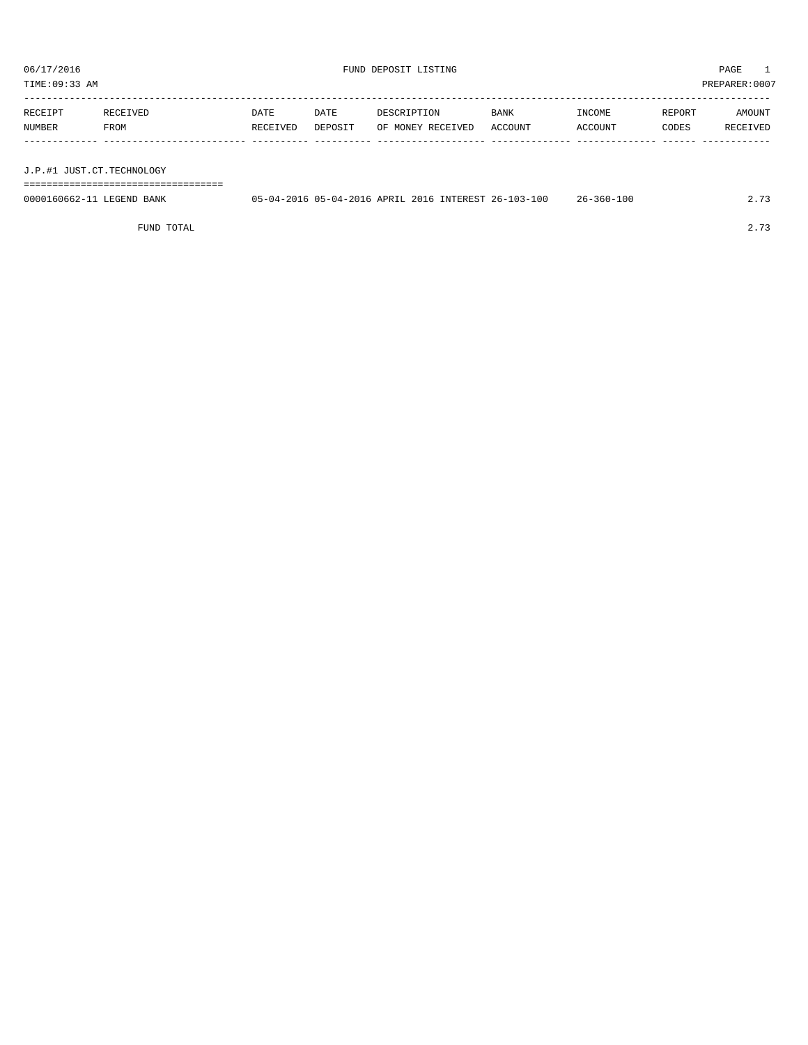06/17/2016 FUND DEPOSIT LISTING PAGE 1

TIME:09:33 AM PREPARER:0007

| RECEIPT NUMBER | RECEIVED FROM | DATE RECEIVED | DATE DEPOSIT | DESCRIPTION OF MONEY RECEIVED | BANK ACCOUNT | INCOME ACCOUNT | REPORT CODES | AMOUNT RECEIVED |
|---|---|---|---|---|---|---|---|---|
| J.P.#1 JUST.CT.TECHNOLOGY | | | | | | | | |
| 0000160662-11 | LEGEND BANK | 05-04-2016 | 05-04-2016 | APRIL 2016 INTEREST | 26-103-100 | 26-360-100 | | 2.73 |
| | FUND TOTAL | | | | | | | 2.73 |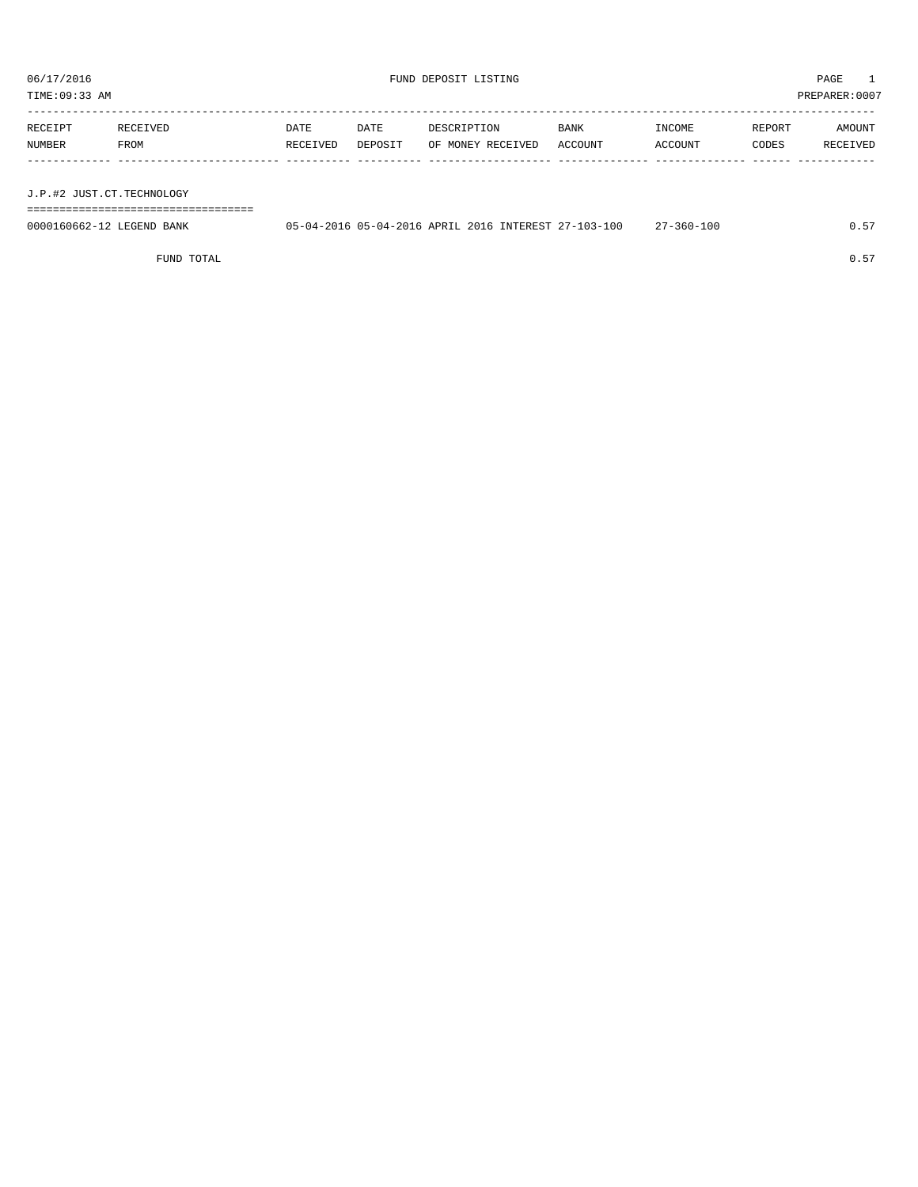06/17/2016 FUND DEPOSIT LISTING PAGE 1

TIME:09:33 AM PREPARER:0007

| RECEIPT NUMBER | RECEIVED FROM | DATE RECEIVED | DATE DEPOSIT | DESCRIPTION OF MONEY RECEIVED | BANK ACCOUNT | INCOME ACCOUNT | REPORT CODES | AMOUNT RECEIVED |
|---|---|---|---|---|---|---|---|---|
| **J.P.#2 JUST.CT.TECHNOLOGY** | | | | | | | | |
| 0000160662-12 | LEGEND BANK | 05-04-2016 | 05-04-2016 | APRIL 2016 INTEREST | 27-103-100 | 27-360-100 | | 0.57 |
| | FUND TOTAL | | | | | | | 0.57 |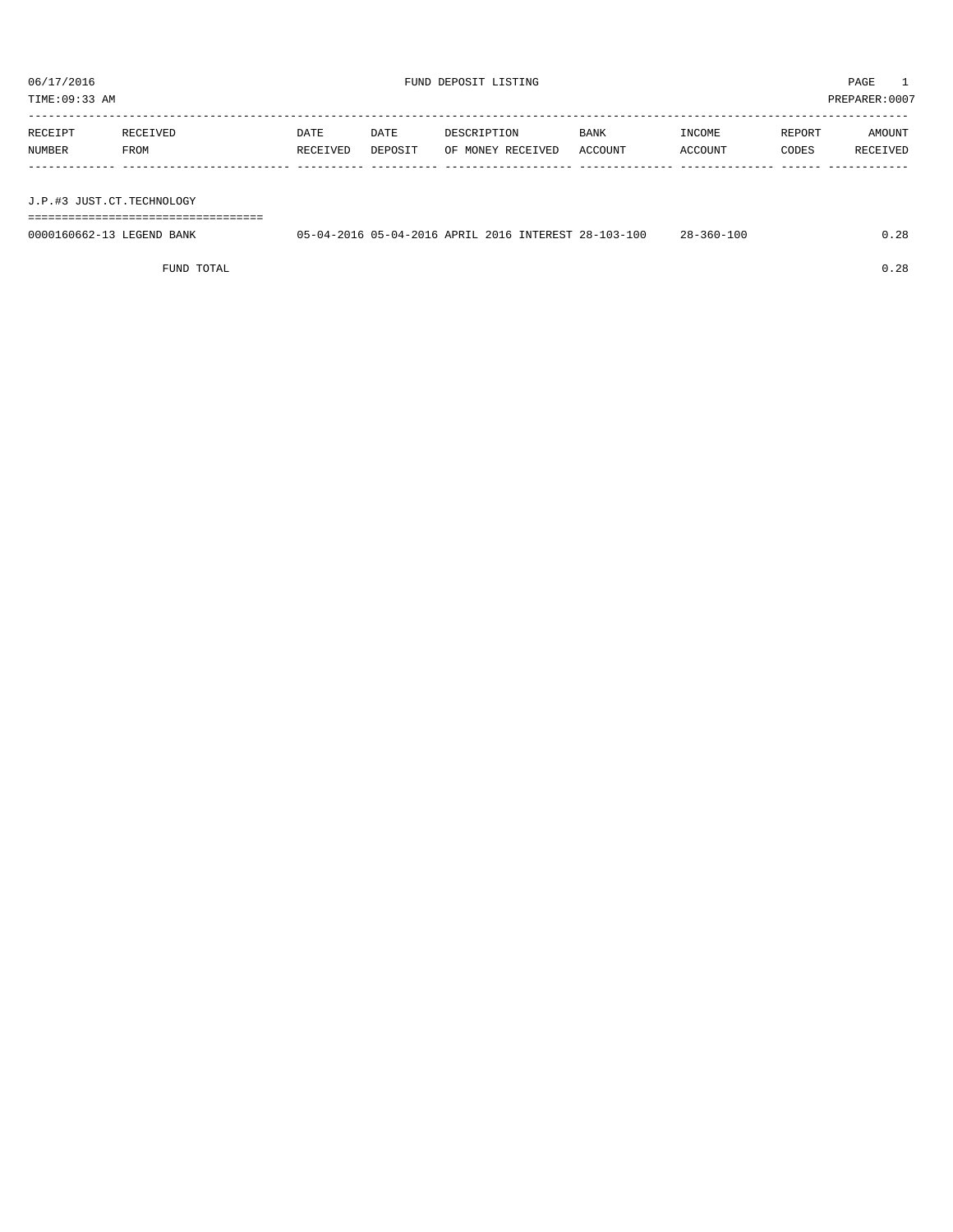06/17/2016 FUND DEPOSIT LISTING

TIME:09:33 AM PREPARER:0007

| RECEIPT NUMBER | RECEIVED FROM | DATE RECEIVED | DATE DEPOSIT | DESCRIPTION OF MONEY RECEIVED | BANK ACCOUNT | INCOME ACCOUNT | REPORT CODES | AMOUNT RECEIVED |
|---|---|---|---|---|---|---|---|---|
| J.P.#3 JUST.CT.TECHNOLOGY | | | | | | | | |
| 0000160662-13 | LEGEND BANK | 05-04-2016 | 05-04-2016 | APRIL 2016 INTEREST | 28-103-100 | 28-360-100 | | 0.28 |
| | FUND TOTAL | | | | | | | 0.28 |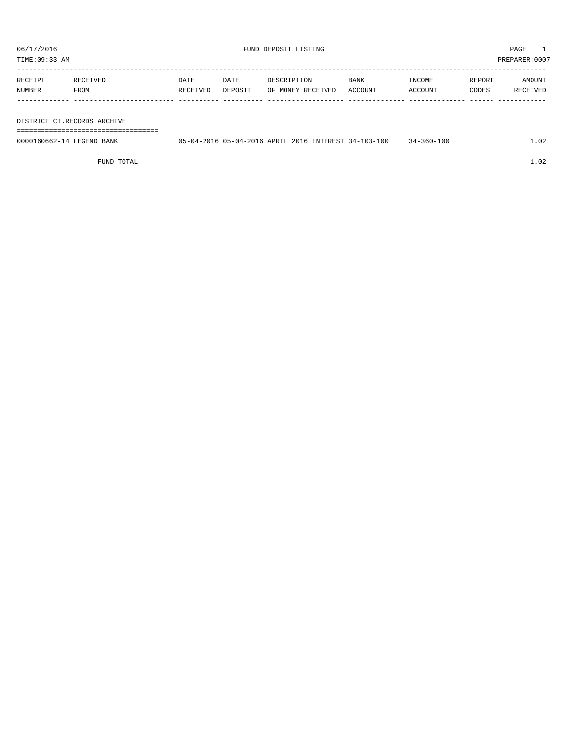06/17/2016 FUND DEPOSIT LISTING PAGE 1

TIME:09:33 AM PREPARER:0007

| RECEIPT NUMBER | RECEIVED FROM | DATE RECEIVED | DATE DEPOSIT | DESCRIPTION OF MONEY RECEIVED | BANK ACCOUNT | INCOME ACCOUNT | REPORT CODES | AMOUNT RECEIVED |
|---|---|---|---|---|---|---|---|---|
| DISTRICT CT.RECORDS ARCHIVE | | | | | | | | |
| 0000160662-14 | LEGEND BANK | 05-04-2016 | 05-04-2016 | APRIL 2016 INTEREST | 34-103-100 | 34-360-100 | | 1.02 |
| | FUND TOTAL | | | | | | | 1.02 |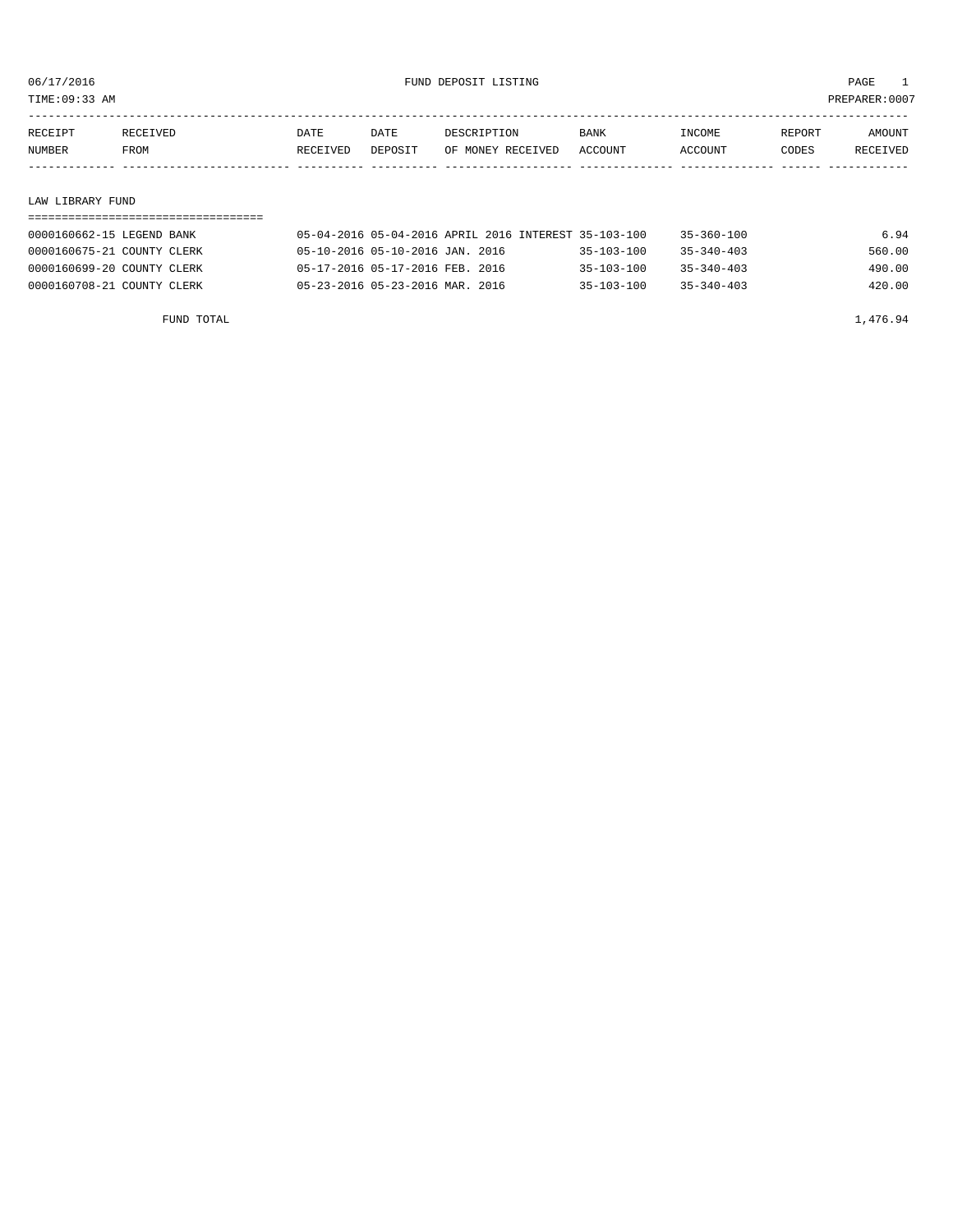06/17/2016 FUND DEPOSIT LISTING

TIME:09:33 AM PREPARER:0007

| RECEIPT NUMBER | RECEIVED FROM | DATE RECEIVED | DATE DEPOSIT | DESCRIPTION OF MONEY RECEIVED | BANK ACCOUNT | INCOME ACCOUNT | REPORT CODES | AMOUNT RECEIVED |
|---|---|---|---|---|---|---|---|---|

LAW LIBRARY FUND

| RECEIPT NUMBER | RECEIVED FROM | DATE RECEIVED | DATE DEPOSIT | DESCRIPTION OF MONEY RECEIVED | BANK ACCOUNT | INCOME ACCOUNT | REPORT CODES | AMOUNT RECEIVED |
|---|---|---|---|---|---|---|---|---|
| 0000160662-15 | LEGEND BANK | 05-04-2016 | 05-04-2016 | APRIL 2016 INTEREST | 35-103-100 | 35-360-100 | | 6.94 |
| 0000160675-21 | COUNTY CLERK | 05-10-2016 | 05-10-2016 | JAN. 2016 | 35-103-100 | 35-340-403 | | 560.00 |
| 0000160699-20 | COUNTY CLERK | 05-17-2016 | 05-17-2016 | FEB. 2016 | 35-103-100 | 35-340-403 | | 490.00 |
| 0000160708-21 | COUNTY CLERK | 05-23-2016 | 05-23-2016 | MAR. 2016 | 35-103-100 | 35-340-403 | | 420.00 |

FUND TOTAL 1,476.94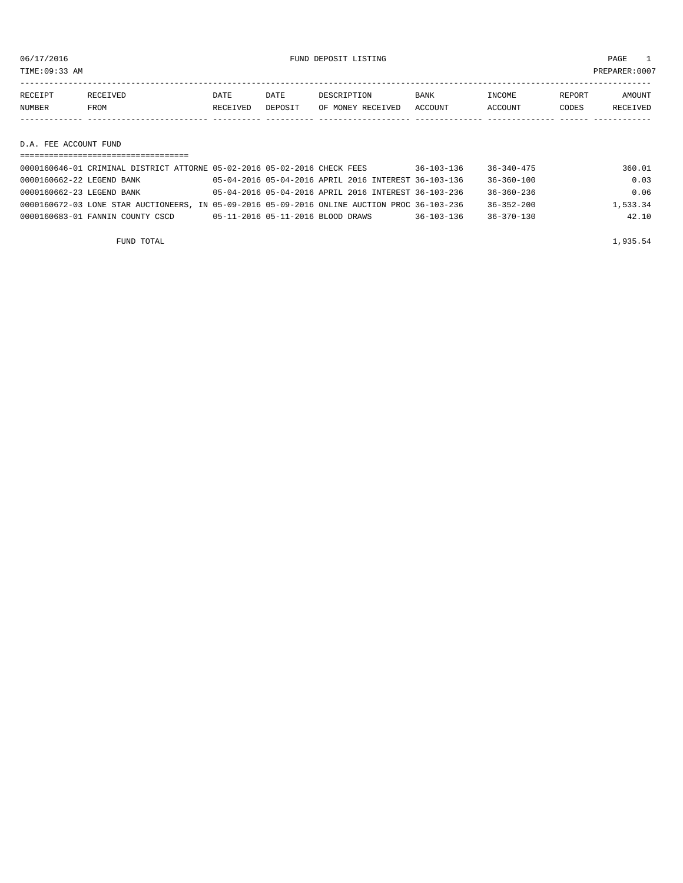06/17/2016 FUND DEPOSIT LISTING

TIME:09:33 AM PREPARER:0007

| RECEIPT NUMBER | RECEIVED FROM | DATE RECEIVED | DATE DEPOSIT | DESCRIPTION OF MONEY RECEIVED | BANK ACCOUNT | INCOME ACCOUNT | REPORT CODES | AMOUNT RECEIVED |
|---|---|---|---|---|---|---|---|---|

## D.A. FEE ACCOUNT FUND

| RECEIPT NUMBER | RECEIVED FROM | DATE RECEIVED | DATE DEPOSIT | DESCRIPTION OF MONEY RECEIVED | BANK ACCOUNT | INCOME ACCOUNT | REPORT CODES | AMOUNT RECEIVED |
|---|---|---|---|---|---|---|---|---|
| 0000160646-01 | CRIMINAL DISTRICT ATTORNE | 05-02-2016 | 05-02-2016 | CHECK FEES | 36-103-136 | 36-340-475 | | 360.01 |
| 0000160662-22 | LEGEND BANK | 05-04-2016 | 05-04-2016 | APRIL 2016 INTEREST | 36-103-136 | 36-360-100 | | 0.03 |
| 0000160662-23 | LEGEND BANK | 05-04-2016 | 05-04-2016 | APRIL 2016 INTEREST | 36-103-236 | 36-360-236 | | 0.06 |
| 0000160672-03 | LONE STAR AUCTIONEERS, IN | 05-09-2016 | 05-09-2016 | ONLINE AUCTION PROC | 36-103-236 | 36-352-200 | | 1,533.34 |
| 0000160683-01 | FANNIN COUNTY CSCD | 05-11-2016 | 05-11-2016 | BLOOD DRAWS | 36-103-136 | 36-370-130 | | 42.10 |
| | FUND TOTAL | | | | | | | 1,935.54 |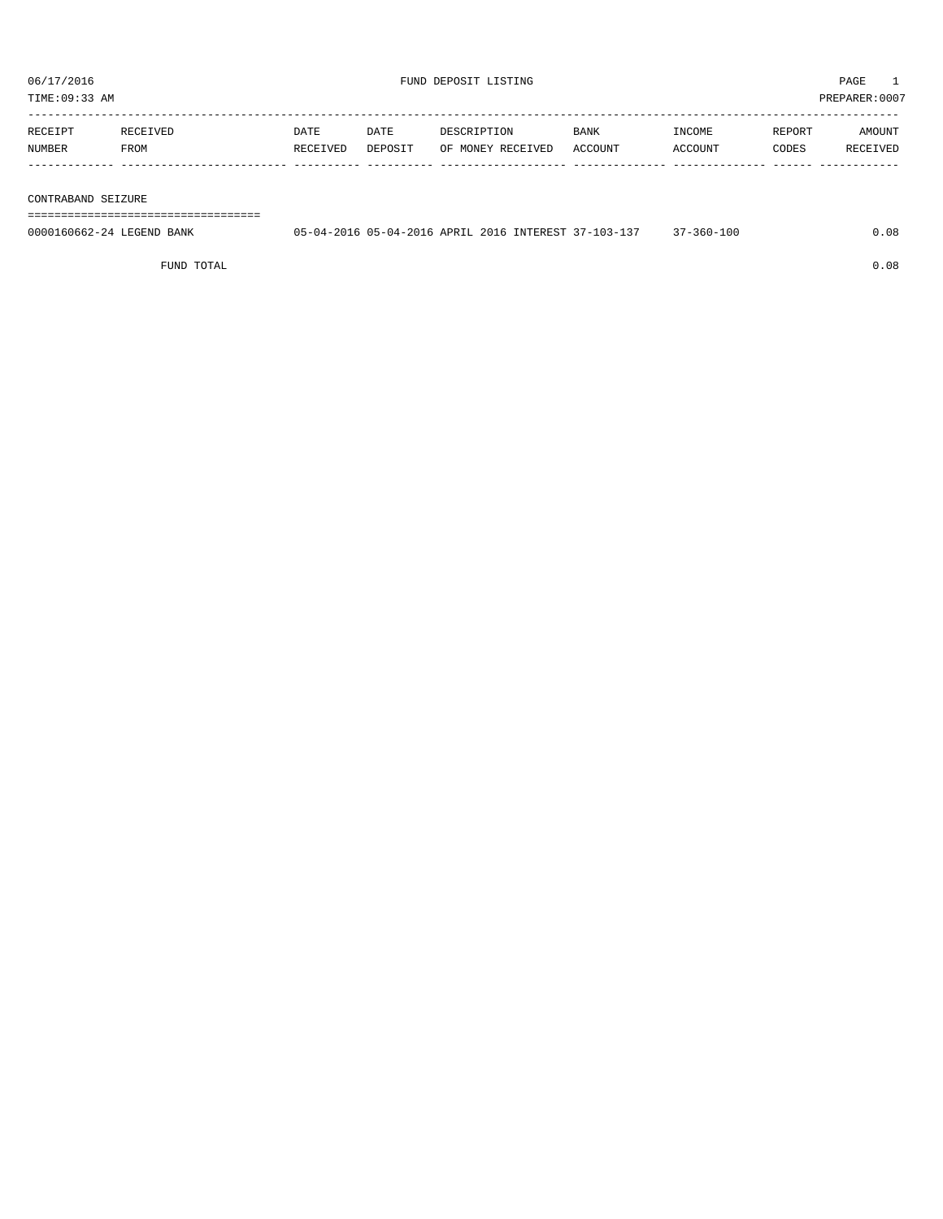06/17/2016 FUND DEPOSIT LISTING

TIME:09:33 AM PREPARER:0007

| RECEIPT NUMBER | RECEIVED FROM | DATE RECEIVED | DATE DEPOSIT | DESCRIPTION OF MONEY RECEIVED | BANK ACCOUNT | INCOME ACCOUNT | REPORT CODES | AMOUNT RECEIVED |
|---|---|---|---|---|---|---|---|---|
| **CONTRABAND SEIZURE** | | | | | | | | |
| 0000160662-24 | LEGEND BANK | 05-04-2016 | 05-04-2016 | APRIL 2016 INTEREST | 37-103-137 | 37-360-100 | | 0.08 |
| | FUND TOTAL | | | | | | | 0.08 |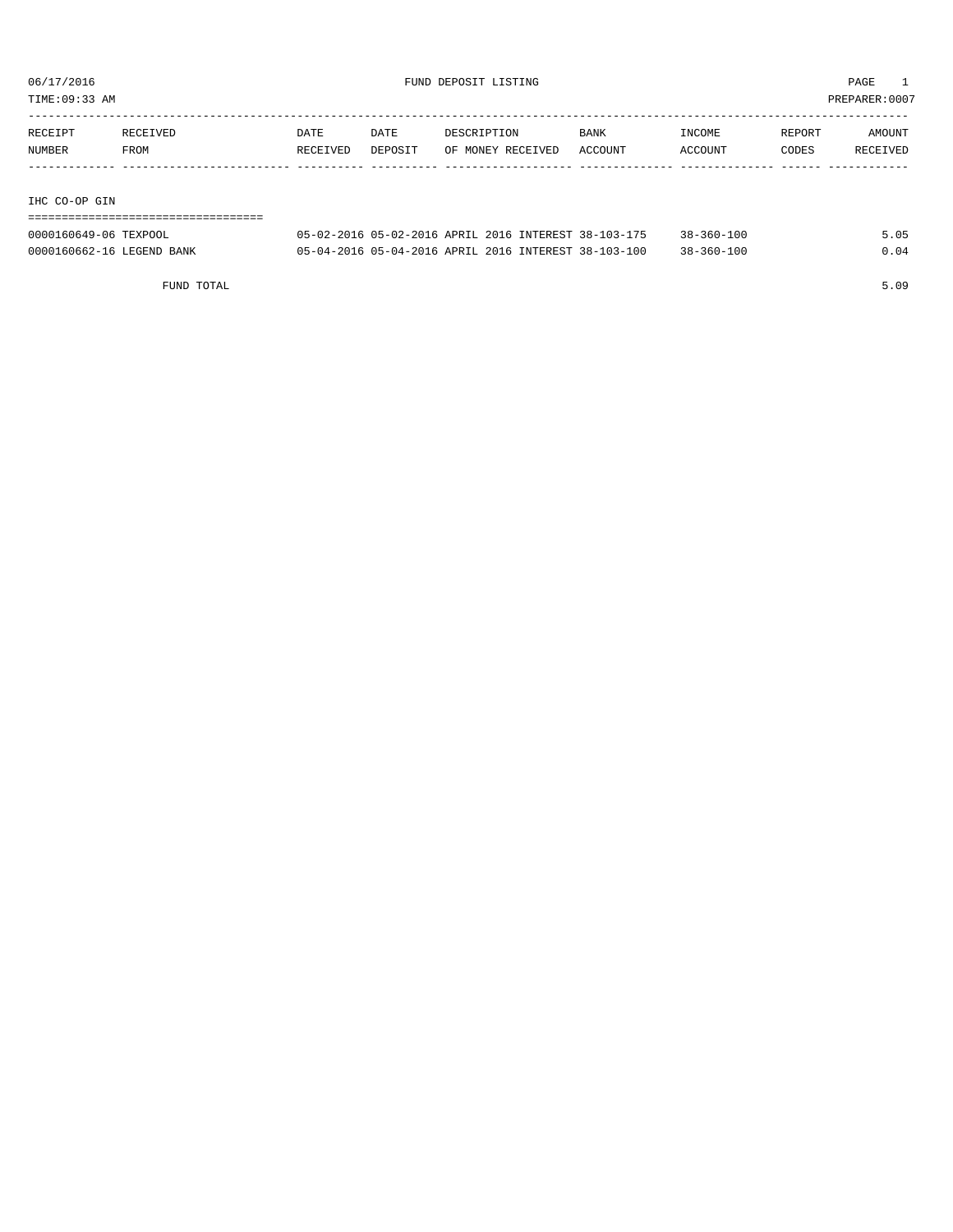06/17/2016 FUND DEPOSIT LISTING

TIME:09:33 AM PREPARER:0007

| RECEIPT NUMBER | RECEIVED FROM | DATE RECEIVED | DATE DEPOSIT | DESCRIPTION OF MONEY RECEIVED | BANK ACCOUNT | INCOME ACCOUNT | REPORT CODES | AMOUNT RECEIVED |
|---|---|---|---|---|---|---|---|---|
| **IHC CO-OP GIN** | | | | | | | | |
| 0000160649-06 | TEXPOOL | 05-02-2016 | 05-02-2016 | APRIL 2016 INTEREST | 38-103-175 | 38-360-100 | | 5.05 |
| 0000160662-16 | LEGEND BANK | 05-04-2016 | 05-04-2016 | APRIL 2016 INTEREST | 38-103-100 | 38-360-100 | | 0.04 |
| | FUND TOTAL | | | | | | | 5.09 |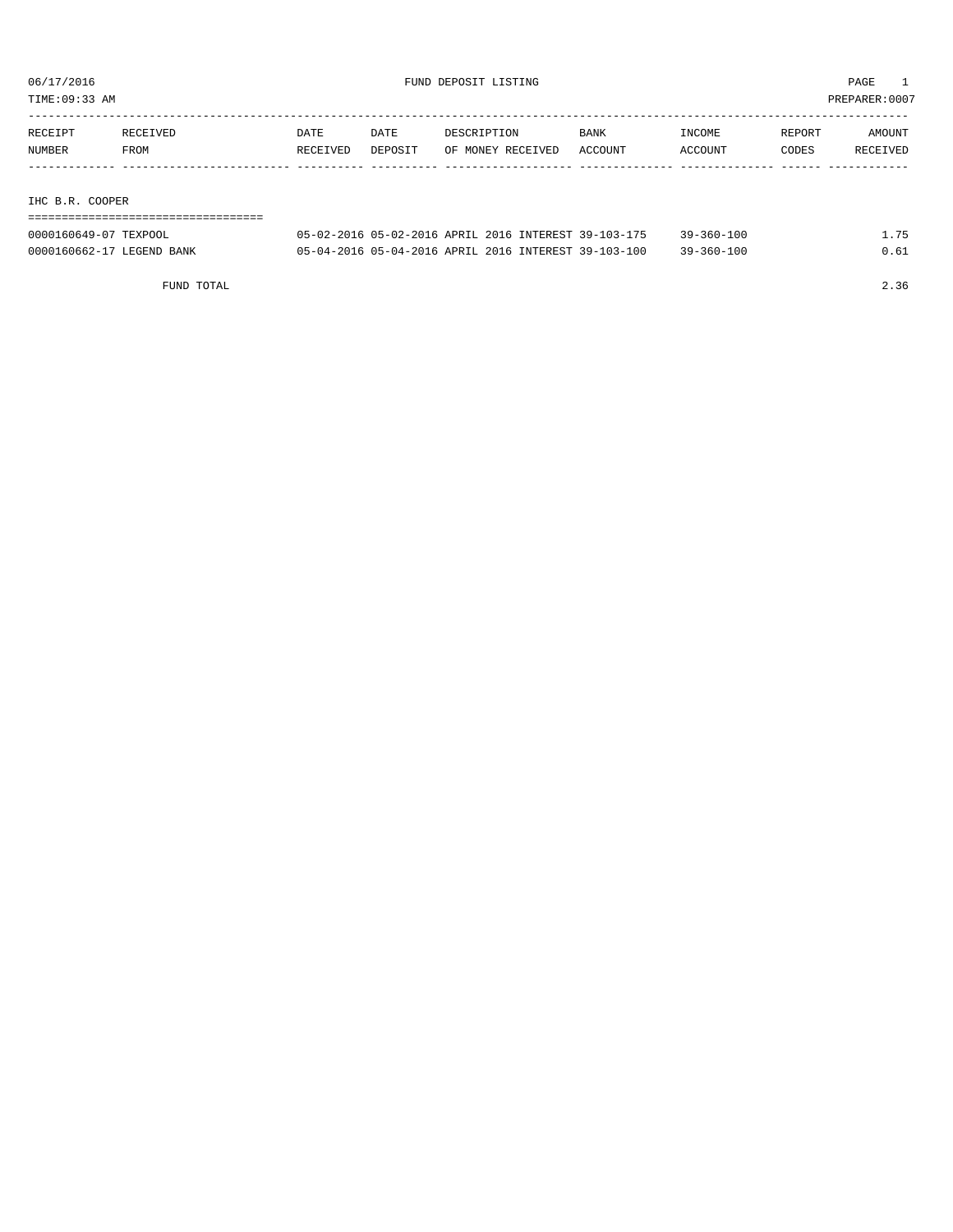06/17/2016 FUND DEPOSIT LISTING PAGE 1

TIME:09:33 AM PREPARER:0007

| RECEIPT NUMBER | RECEIVED FROM | DATE RECEIVED | DATE DEPOSIT | DESCRIPTION OF MONEY RECEIVED | BANK ACCOUNT | INCOME ACCOUNT | REPORT CODES | AMOUNT RECEIVED |
|---|---|---|---|---|---|---|---|---|
| **IHC B.R. COOPER** | | | | | | | | |
| 0000160649-07 | TEXPOOL | 05-02-2016 | 05-02-2016 | APRIL 2016 INTEREST | 39-103-175 | 39-360-100 | | 1.75 |
| 0000160662-17 | LEGEND BANK | 05-04-2016 | 05-04-2016 | APRIL 2016 INTEREST | 39-103-100 | 39-360-100 | | 0.61 |
| | FUND TOTAL | | | | | | | 2.36 |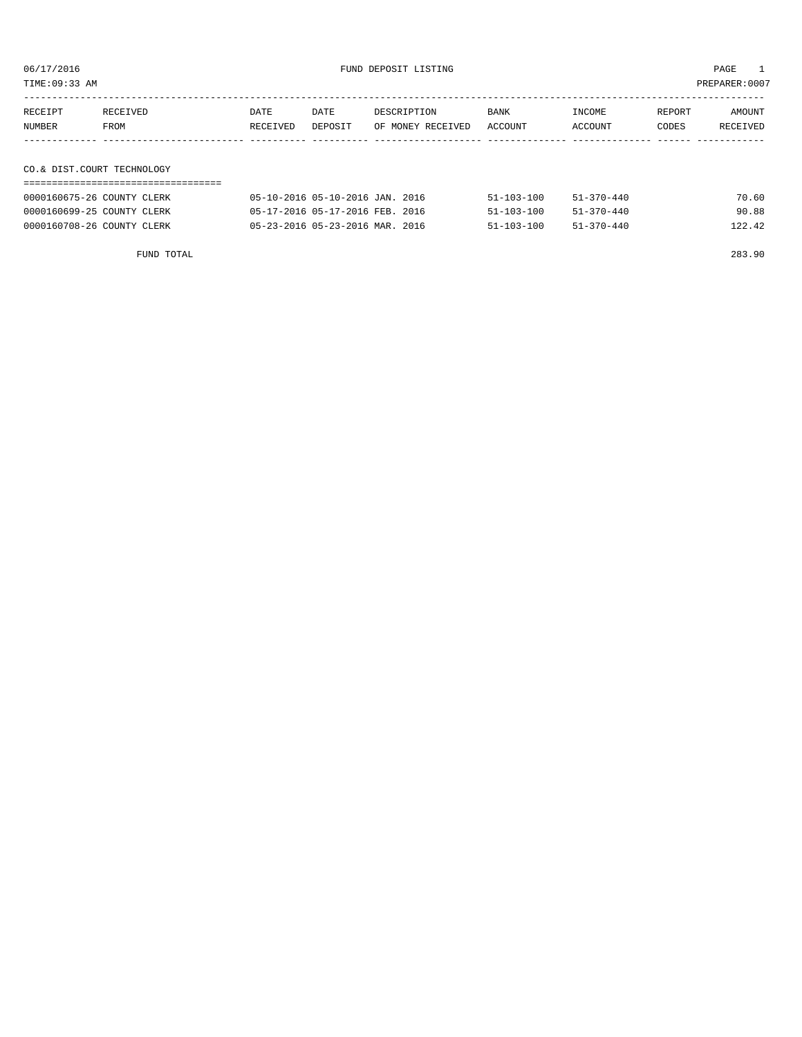06/17/2016 FUND DEPOSIT LISTING

TIME:09:33 AM PREPARER:0007

| RECEIPT NUMBER | RECEIVED FROM | DATE RECEIVED | DATE DEPOSIT | DESCRIPTION OF MONEY RECEIVED | BANK ACCOUNT | INCOME ACCOUNT | REPORT CODES | AMOUNT RECEIVED |
|---|---|---|---|---|---|---|---|---|

## CO.& DIST.COURT TECHNOLOGY

| RECEIPT NUMBER | RECEIVED FROM | DATE RECEIVED | DATE DEPOSIT | DESCRIPTION OF MONEY RECEIVED | BANK ACCOUNT | INCOME ACCOUNT | REPORT CODES | AMOUNT RECEIVED |
|---|---|---|---|---|---|---|---|---|
| 0000160675-26 | COUNTY CLERK | 05-10-2016 | 05-10-2016 | JAN. 2016 | 51-103-100 | 51-370-440 | | 70.60 |
| 0000160699-25 | COUNTY CLERK | 05-17-2016 | 05-17-2016 | FEB. 2016 | 51-103-100 | 51-370-440 | | 90.88 |
| 0000160708-26 | COUNTY CLERK | 05-23-2016 | 05-23-2016 | MAR. 2016 | 51-103-100 | 51-370-440 | | 122.42 |
| | FUND TOTAL | | | | | | | 283.90 |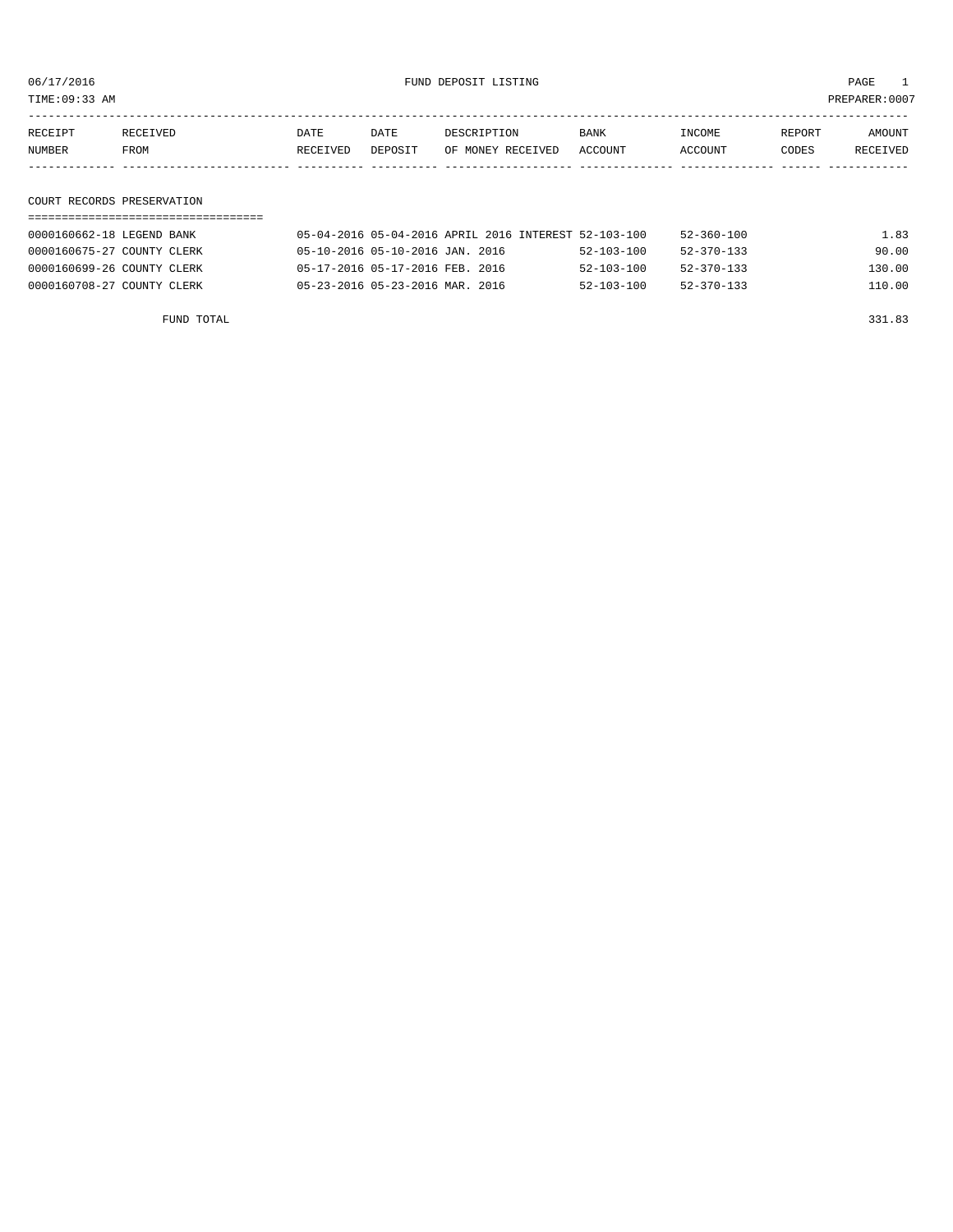FUND DEPOSIT LISTING

TIME:09:33 AM

PREPARER:0007

| RECEIPT NUMBER | RECEIVED FROM | DATE RECEIVED | DATE DEPOSIT | DESCRIPTION OF MONEY RECEIVED | BANK ACCOUNT | INCOME ACCOUNT | REPORT CODES | AMOUNT RECEIVED |
|---|---|---|---|---|---|---|---|---|

## COURT RECORDS PRESERVATION

| RECEIPT NUMBER | RECEIVED FROM | DATE RECEIVED | DATE DEPOSIT | DESCRIPTION OF MONEY RECEIVED | BANK ACCOUNT | INCOME ACCOUNT | REPORT CODES | AMOUNT RECEIVED |
|---|---|---|---|---|---|---|---|---|
| 0000160662-18 | LEGEND BANK | 05-04-2016 | 05-04-2016 | APRIL 2016 INTEREST | 52-103-100 | 52-360-100 | | 1.83 |
| 0000160675-27 | COUNTY CLERK | 05-10-2016 | 05-10-2016 | JAN. 2016 | 52-103-100 | 52-370-133 | | 90.00 |
| 0000160699-26 | COUNTY CLERK | 05-17-2016 | 05-17-2016 | FEB. 2016 | 52-103-100 | 52-370-133 | | 130.00 |
| 0000160708-27 | COUNTY CLERK | 05-23-2016 | 05-23-2016 | MAR. 2016 | 52-103-100 | 52-370-133 | | 110.00 |

FUND TOTAL 331.83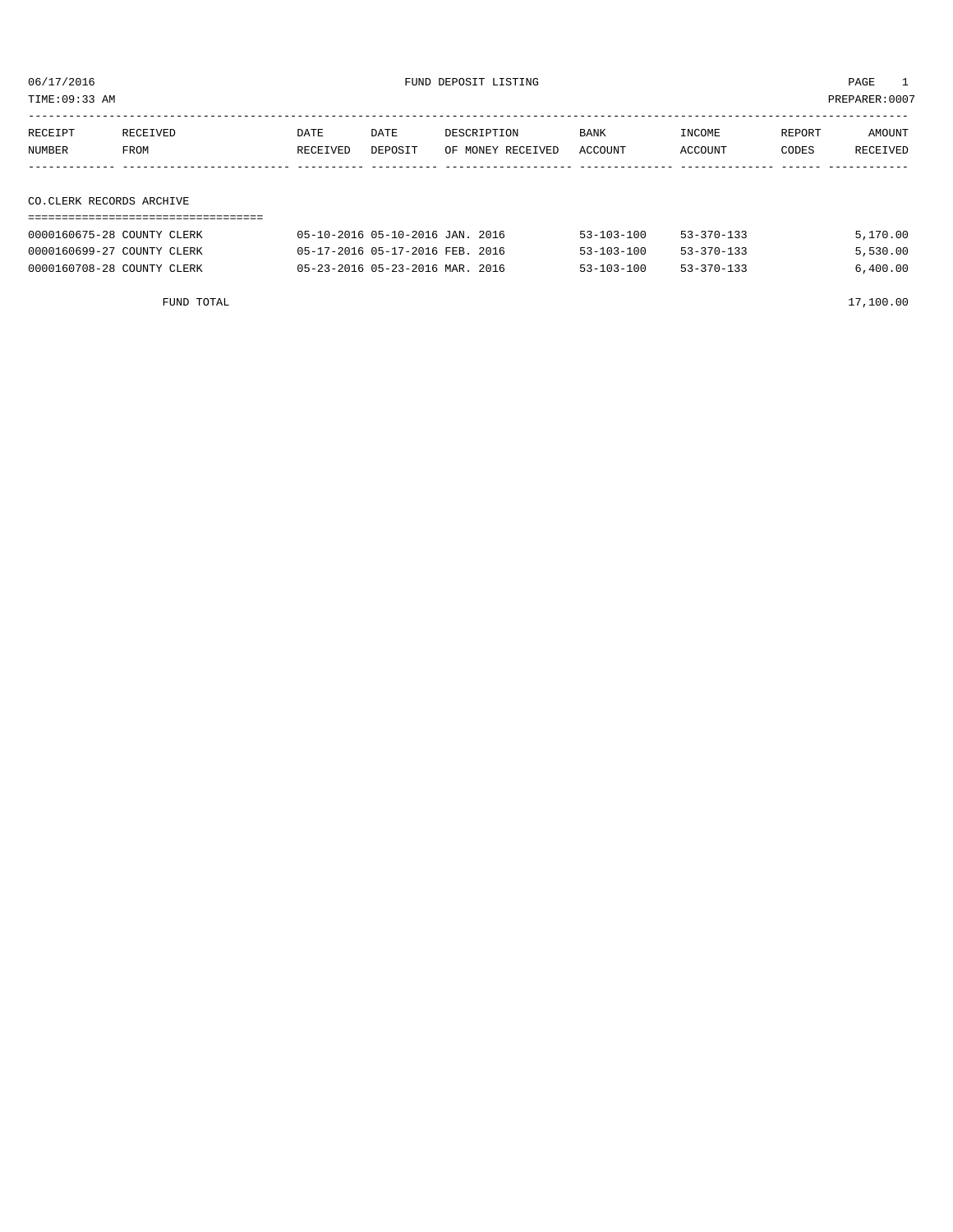06/17/2016 FUND DEPOSIT LISTING

TIME:09:33 AM PREPARER:0007

| RECEIPT NUMBER | RECEIVED FROM | DATE RECEIVED | DATE DEPOSIT | DESCRIPTION OF MONEY RECEIVED | BANK ACCOUNT | INCOME ACCOUNT | REPORT CODES | AMOUNT RECEIVED |
|---|---|---|---|---|---|---|---|---|
| **CO.CLERK RECORDS ARCHIVE** | | | | | | | | |
| 0000160675-28 | COUNTY CLERK | 05-10-2016 | 05-10-2016 | JAN. 2016 | 53-103-100 | 53-370-133 | | 5,170.00 |
| 0000160699-27 | COUNTY CLERK | 05-17-2016 | 05-17-2016 | FEB. 2016 | 53-103-100 | 53-370-133 | | 5,530.00 |
| 0000160708-28 | COUNTY CLERK | 05-23-2016 | 05-23-2016 | MAR. 2016 | 53-103-100 | 53-370-133 | | 6,400.00 |
| | FUND TOTAL | | | | | | | 17,100.00 |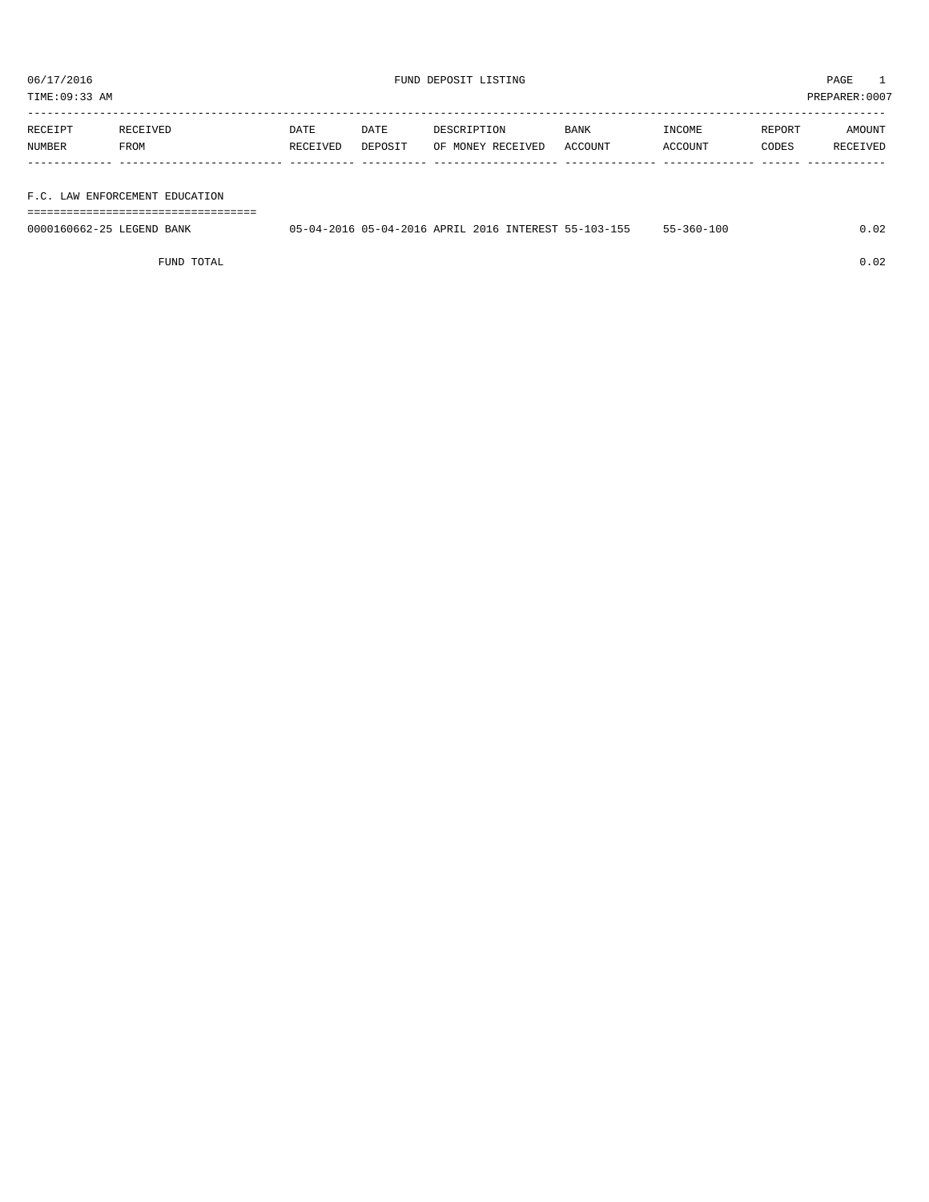06/17/2016 FUND DEPOSIT LISTING

TIME:09:33 AM PREPARER:0007

| RECEIPT NUMBER | RECEIVED FROM | DATE RECEIVED | DATE DEPOSIT | DESCRIPTION OF MONEY RECEIVED | BANK ACCOUNT | INCOME ACCOUNT | REPORT CODES | AMOUNT RECEIVED |
|---|---|---|---|---|---|---|---|---|
| **F.C. LAW ENFORCEMENT EDUCATION** | | | | | | | | |
| 0000160662-25 | LEGEND BANK | 05-04-2016 | 05-04-2016 | APRIL 2016 INTEREST | 55-103-155 | 55-360-100 | | 0.02 |
| | FUND TOTAL | | | | | | | 0.02 |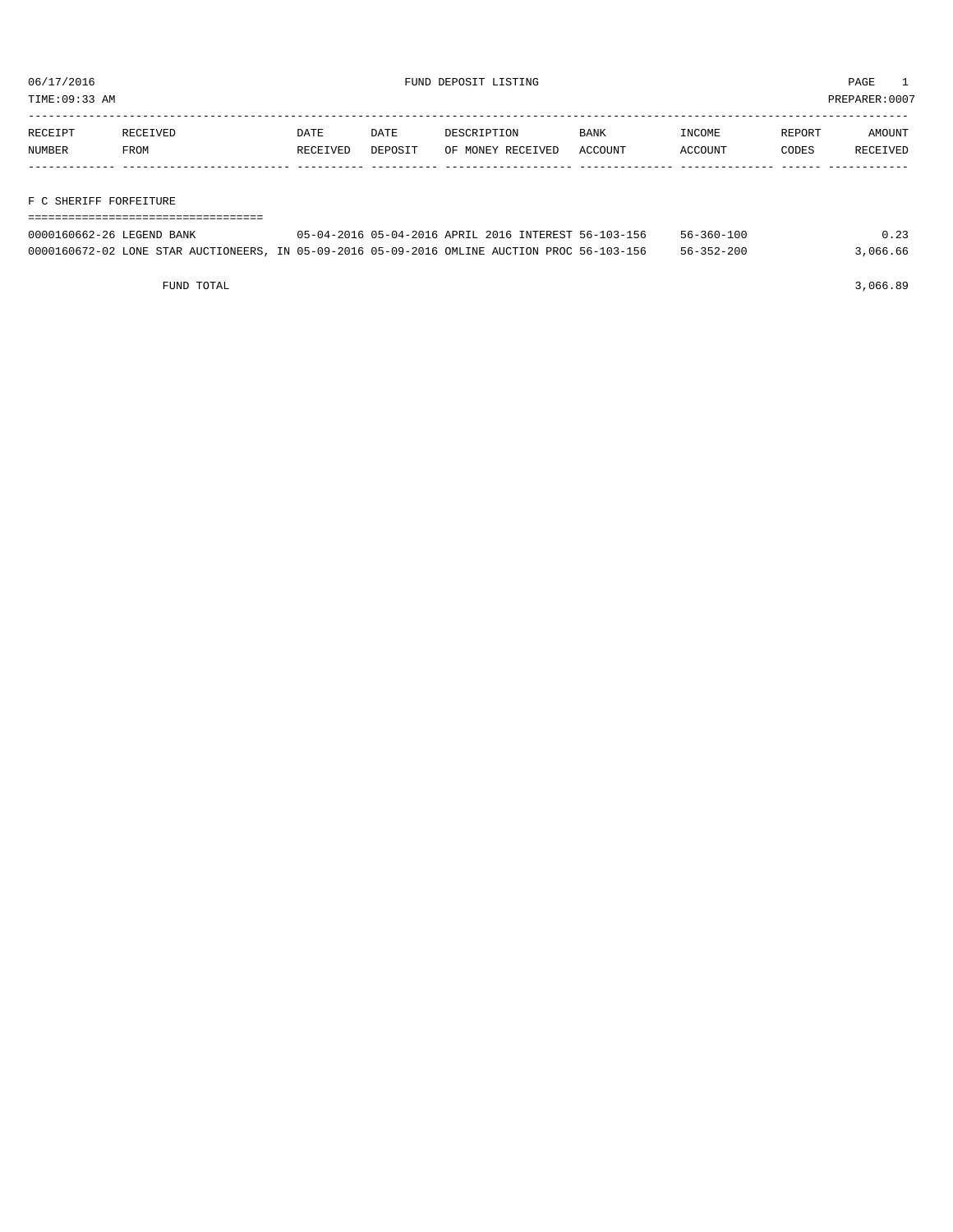06/17/2016 FUND DEPOSIT LISTING

TIME:09:33 AM PREPARER:0007

| RECEIPT NUMBER | RECEIVED FROM | DATE RECEIVED | DATE DEPOSIT | DESCRIPTION OF MONEY RECEIVED | BANK ACCOUNT | INCOME ACCOUNT | REPORT CODES | AMOUNT RECEIVED |
|---|---|---|---|---|---|---|---|---|

## F C SHERIFF FORFEITURE

| RECEIPT NUMBER | RECEIVED FROM | DATE RECEIVED | DATE DEPOSIT | DESCRIPTION OF MONEY RECEIVED | BANK ACCOUNT | INCOME ACCOUNT | REPORT CODES | AMOUNT RECEIVED |
|---|---|---|---|---|---|---|---|---|
| 0000160662-26 | LEGEND BANK | 05-04-2016 | 05-04-2016 | APRIL 2016 INTEREST | 56-103-156 | 56-360-100 | | 0.23 |
| 0000160672-02 | LONE STAR AUCTIONEERS, IN | 05-09-2016 | 05-09-2016 | OMLINE AUCTION PROC | 56-103-156 | 56-352-200 | | 3,066.66 |

FUND TOTAL 3,066.89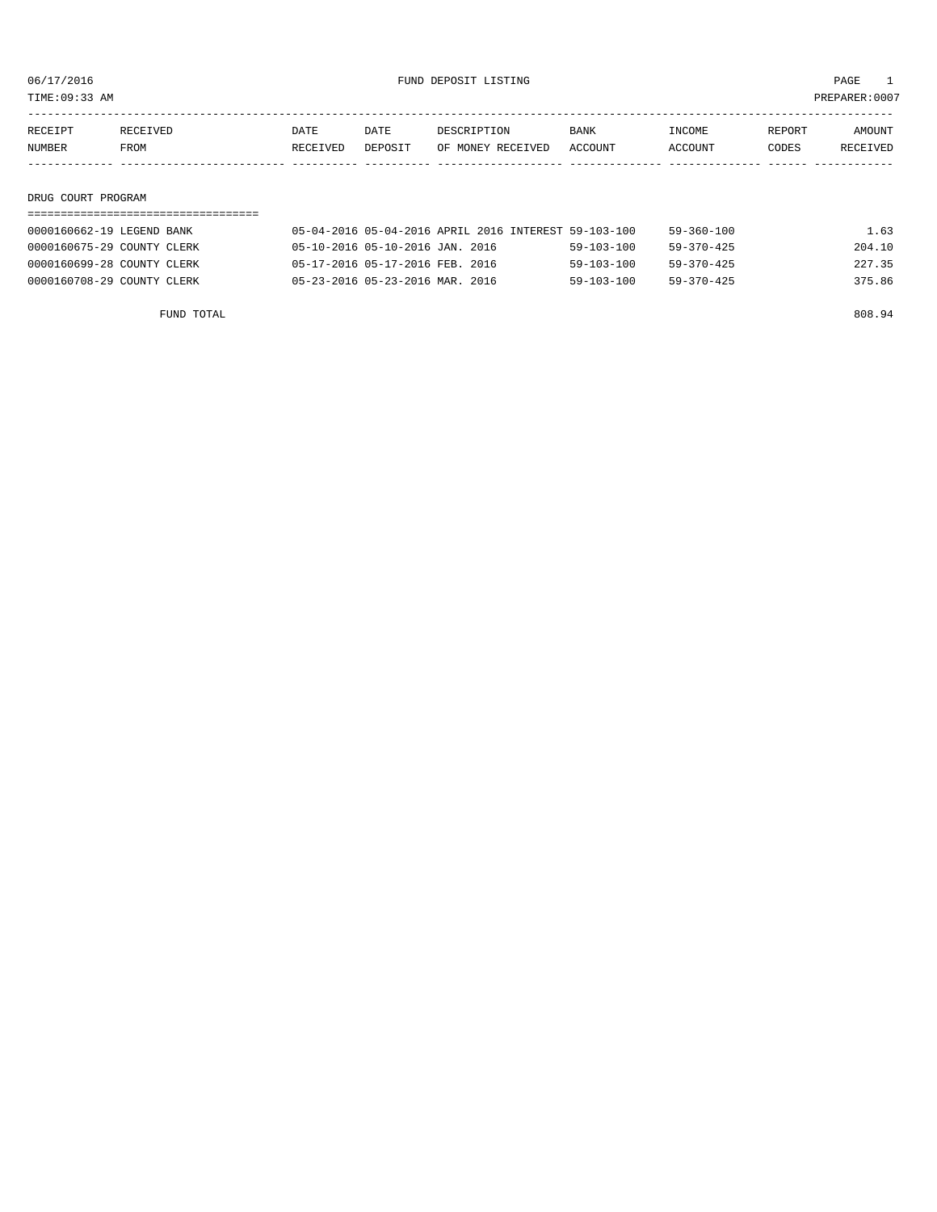# FUND DEPOSIT LISTING

06/17/2016
TIME:09:33 AM
PREPARER:0007

| RECEIPT NUMBER | RECEIVED FROM | DATE RECEIVED | DATE DEPOSIT | DESCRIPTION OF MONEY RECEIVED | BANK ACCOUNT | INCOME ACCOUNT | REPORT CODES | AMOUNT RECEIVED |
|---|---|---|---|---|---|---|---|---|

## DRUG COURT PROGRAM

| RECEIPT NUMBER | RECEIVED FROM | DATE RECEIVED | DATE DEPOSIT | DESCRIPTION OF MONEY RECEIVED | BANK ACCOUNT | INCOME ACCOUNT | REPORT CODES | AMOUNT RECEIVED |
|---|---|---|---|---|---|---|---|---|
| 0000160662-19 | LEGEND BANK | 05-04-2016 | 05-04-2016 | APRIL 2016 INTEREST | 59-103-100 | 59-360-100 | | 1.63 |
| 0000160675-29 | COUNTY CLERK | 05-10-2016 | 05-10-2016 | JAN. 2016 | 59-103-100 | 59-370-425 | | 204.10 |
| 0000160699-28 | COUNTY CLERK | 05-17-2016 | 05-17-2016 | FEB. 2016 | 59-103-100 | 59-370-425 | | 227.35 |
| 0000160708-29 | COUNTY CLERK | 05-23-2016 | 05-23-2016 | MAR. 2016 | 59-103-100 | 59-370-425 | | 375.86 |

FUND TOTAL 808.94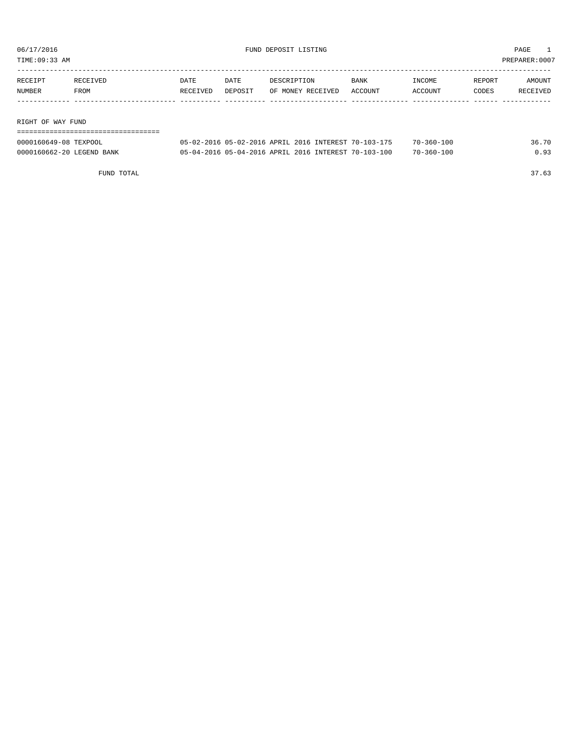06/17/2016 FUND DEPOSIT LISTING

TIME:09:33 AM PREPARER:0007

| RECEIPT NUMBER | RECEIVED FROM | DATE RECEIVED | DATE DEPOSIT | DESCRIPTION OF MONEY RECEIVED | BANK ACCOUNT | INCOME ACCOUNT | REPORT CODES | AMOUNT RECEIVED |
|---|---|---|---|---|---|---|---|---|

## RIGHT OF WAY FUND

| RECEIPT NUMBER | RECEIVED FROM | DATE RECEIVED | DATE DEPOSIT | DESCRIPTION OF MONEY RECEIVED | BANK ACCOUNT | INCOME ACCOUNT | REPORT CODES | AMOUNT RECEIVED |
|---|---|---|---|---|---|---|---|---|
| 0000160649-08 | TEXPOOL | 05-02-2016 | 05-02-2016 | APRIL 2016 INTEREST | 70-103-175 | 70-360-100 | | 36.70 |
| 0000160662-20 | LEGEND BANK | 05-04-2016 | 05-04-2016 | APRIL 2016 INTEREST | 70-103-100 | 70-360-100 | | 0.93 |
| | FUND TOTAL | | | | | | | 37.63 |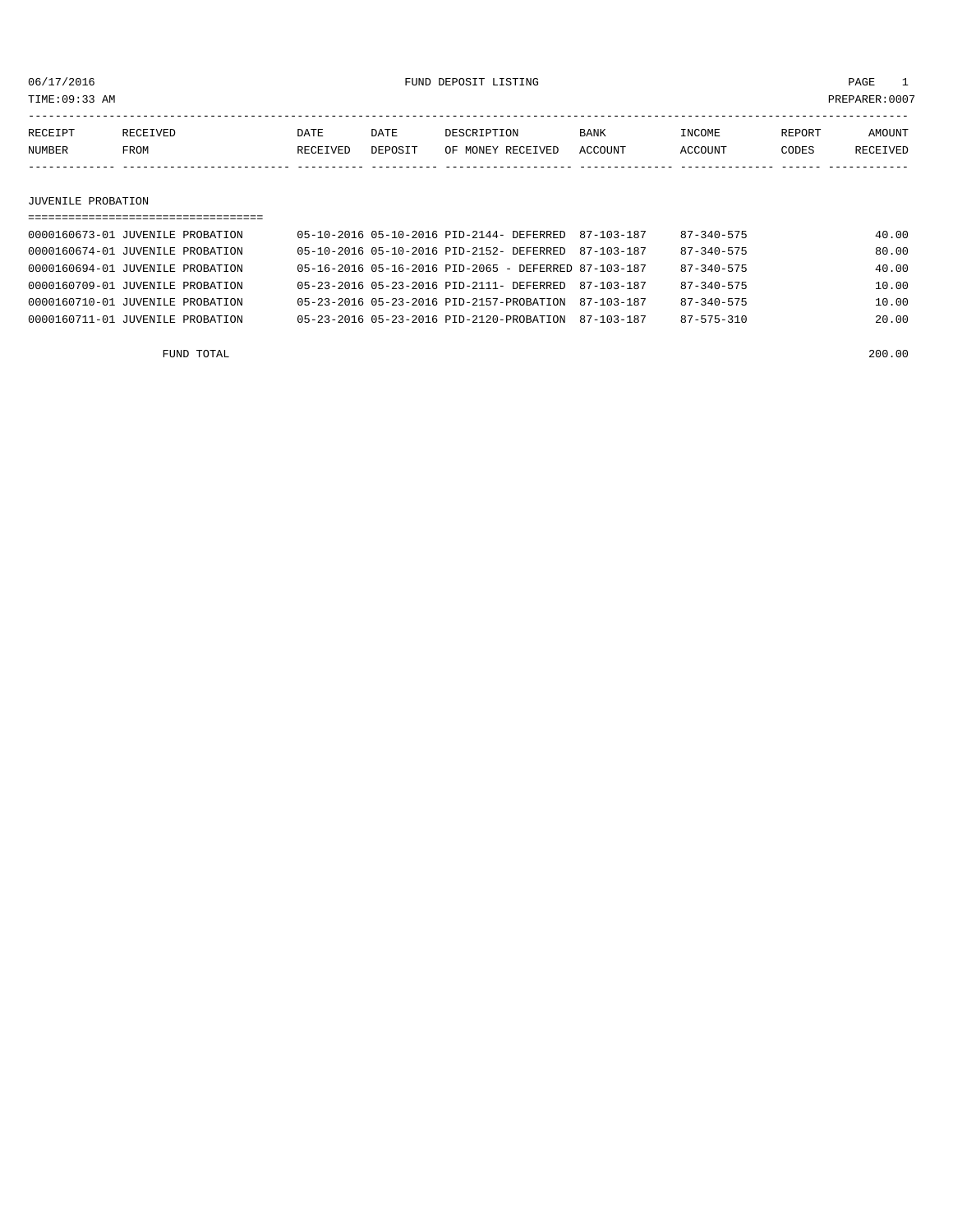06/17/2016 FUND DEPOSIT LISTING

TIME:09:33 AM PREPARER:0007

| RECEIPT NUMBER | RECEIVED FROM | DATE RECEIVED | DATE DEPOSIT | DESCRIPTION OF MONEY RECEIVED | BANK ACCOUNT | INCOME ACCOUNT | REPORT CODES | AMOUNT RECEIVED |
|---|---|---|---|---|---|---|---|---|
| **JUVENILE PROBATION** | | | | | | | | |
| 0000160673-01 | JUVENILE PROBATION | 05-10-2016 | 05-10-2016 | PID-2144- DEFERRED | 87-103-187 | 87-340-575 | | 40.00 |
| 0000160674-01 | JUVENILE PROBATION | 05-10-2016 | 05-10-2016 | PID-2152- DEFERRED | 87-103-187 | 87-340-575 | | 80.00 |
| 0000160694-01 | JUVENILE PROBATION | 05-16-2016 | 05-16-2016 | PID-2065 - DEFERRED | 87-103-187 | 87-340-575 | | 40.00 |
| 0000160709-01 | JUVENILE PROBATION | 05-23-2016 | 05-23-2016 | PID-2111- DEFERRED | 87-103-187 | 87-340-575 | | 10.00 |
| 0000160710-01 | JUVENILE PROBATION | 05-23-2016 | 05-23-2016 | PID-2157-PROBATION | 87-103-187 | 87-340-575 | | 10.00 |
| 0000160711-01 | JUVENILE PROBATION | 05-23-2016 | 05-23-2016 | PID-2120-PROBATION | 87-103-187 | 87-575-310 | | 20.00 |
| FUND TOTAL | | | | | | | | 200.00 |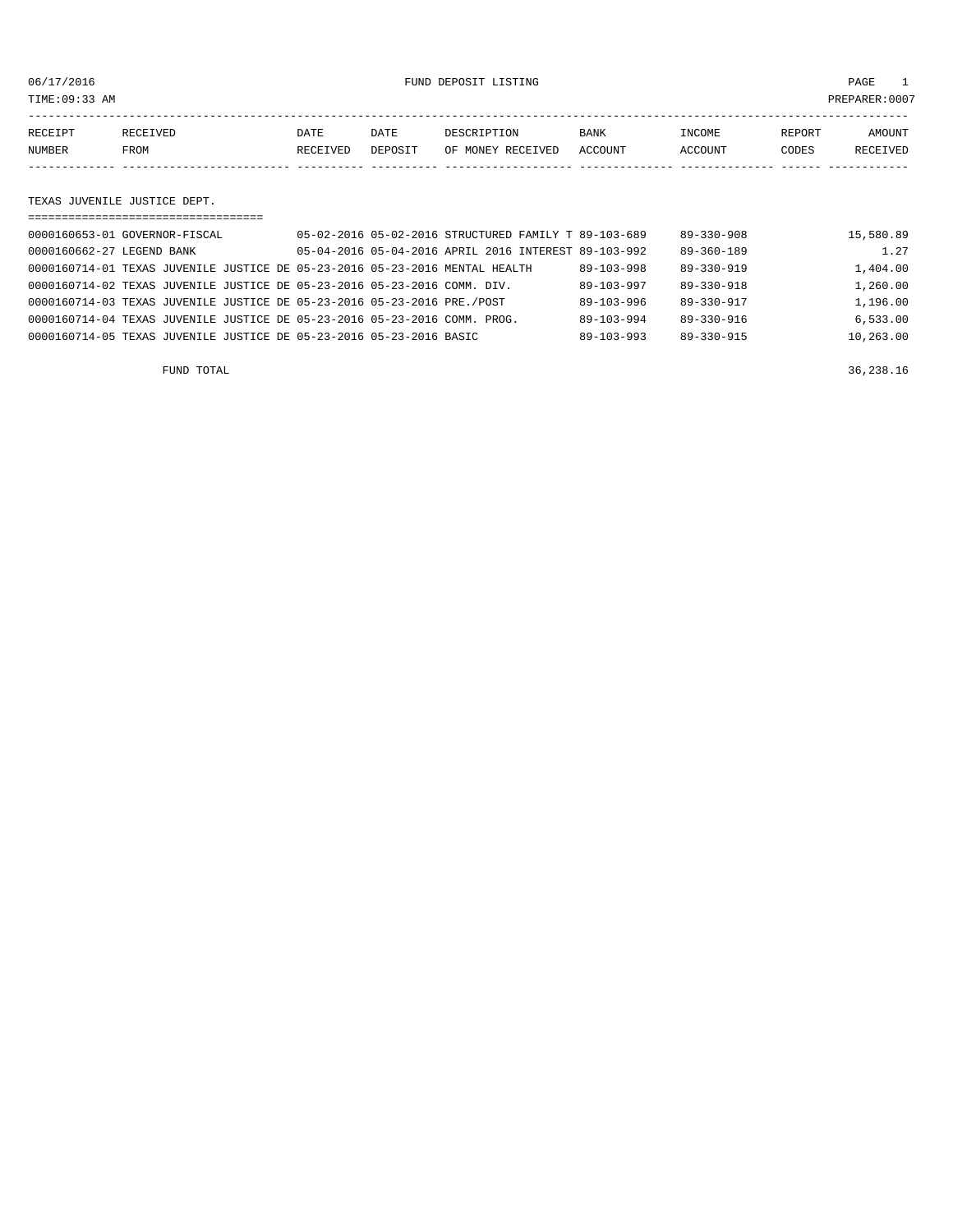06/17/2016 FUND DEPOSIT LISTING

TIME:09:33 AM PREPARER:0007

| RECEIPT NUMBER | RECEIVED FROM | DATE RECEIVED | DATE DEPOSIT | DESCRIPTION OF MONEY RECEIVED | BANK ACCOUNT | INCOME ACCOUNT | REPORT CODES | AMOUNT RECEIVED |
|---|---|---|---|---|---|---|---|---|

## TEXAS JUVENILE JUSTICE DEPT.

| RECEIPT NUMBER | RECEIVED FROM | DATE RECEIVED | DATE DEPOSIT | DESCRIPTION OF MONEY RECEIVED | BANK ACCOUNT | INCOME ACCOUNT | REPORT CODES | AMOUNT RECEIVED |
|---|---|---|---|---|---|---|---|---|
| 0000160653-01 | GOVERNOR-FISCAL | 05-02-2016 | 05-02-2016 | STRUCTURED FAMILY T | 89-103-689 | 89-330-908 | | 15,580.89 |
| 0000160662-27 | LEGEND BANK | 05-04-2016 | 05-04-2016 | APRIL 2016 INTEREST | 89-103-992 | 89-360-189 | | 1.27 |
| 0000160714-01 | TEXAS JUVENILE JUSTICE DE | 05-23-2016 | 05-23-2016 | MENTAL HEALTH | 89-103-998 | 89-330-919 | | 1,404.00 |
| 0000160714-02 | TEXAS JUVENILE JUSTICE DE | 05-23-2016 | 05-23-2016 | COMM. DIV. | 89-103-997 | 89-330-918 | | 1,260.00 |
| 0000160714-03 | TEXAS JUVENILE JUSTICE DE | 05-23-2016 | 05-23-2016 | PRE./POST | 89-103-996 | 89-330-917 | | 1,196.00 |
| 0000160714-04 | TEXAS JUVENILE JUSTICE DE | 05-23-2016 | 05-23-2016 | COMM. PROG. | 89-103-994 | 89-330-916 | | 6,533.00 |
| 0000160714-05 | TEXAS JUVENILE JUSTICE DE | 05-23-2016 | 05-23-2016 | BASIC | 89-103-993 | 89-330-915 | | 10,263.00 |

FUND TOTAL 36,238.16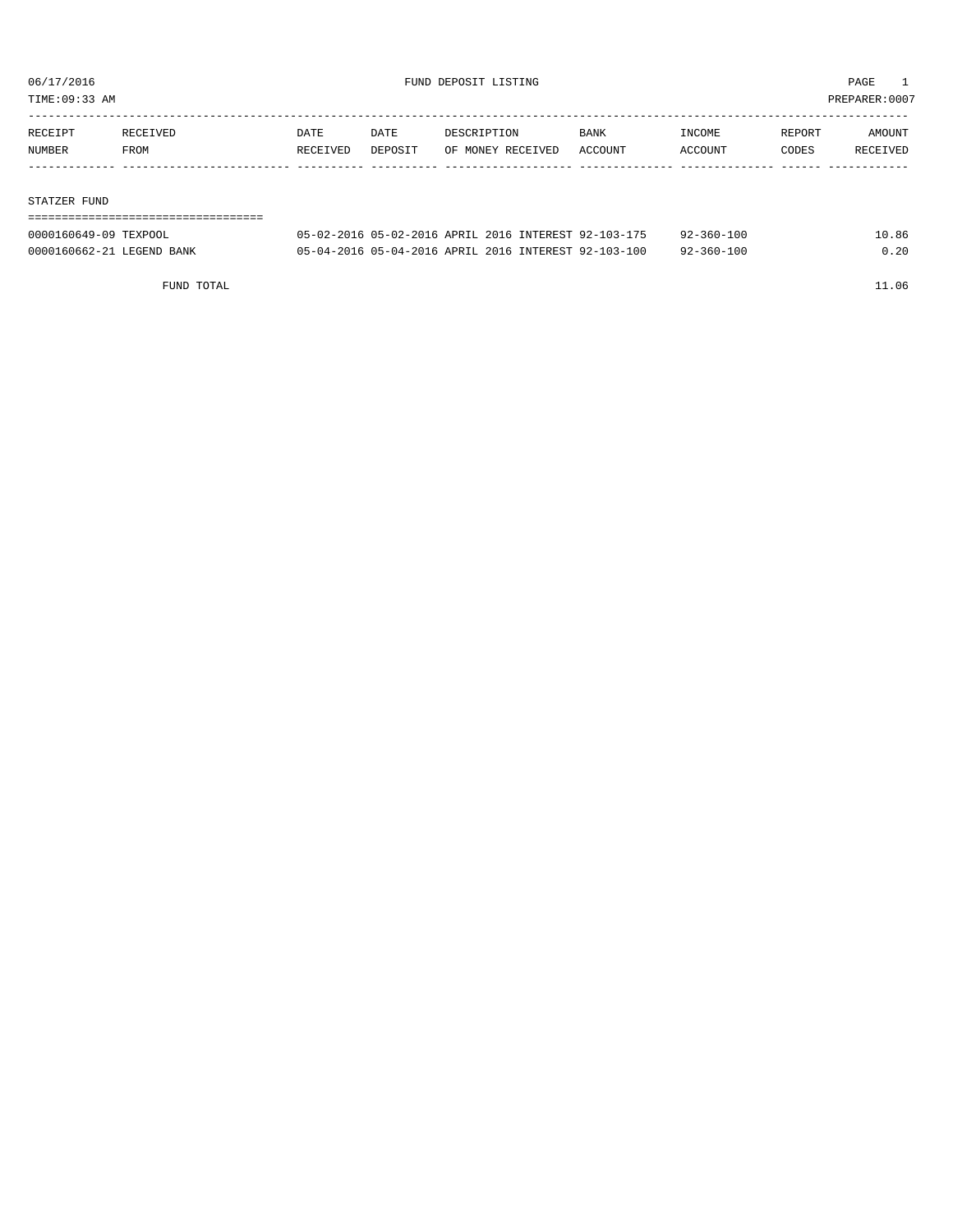06/17/2016 FUND DEPOSIT LISTING

TIME:09:33 AM PREPARER:0007

| RECEIPT NUMBER | RECEIVED FROM | DATE RECEIVED | DATE DEPOSIT | DESCRIPTION OF MONEY RECEIVED | BANK ACCOUNT | INCOME ACCOUNT | REPORT CODES | AMOUNT RECEIVED |
|---|---|---|---|---|---|---|---|---|
| **STATZER FUND** | | | | | | | | |
| 0000160649-09 | TEXPOOL | 05-02-2016 | 05-02-2016 | APRIL 2016 INTEREST | 92-103-175 | 92-360-100 | | 10.86 |
| 0000160662-21 | LEGEND BANK | 05-04-2016 | 05-04-2016 | APRIL 2016 INTEREST | 92-103-100 | 92-360-100 | | 0.20 |
| | FUND TOTAL | | | | | | | 11.06 |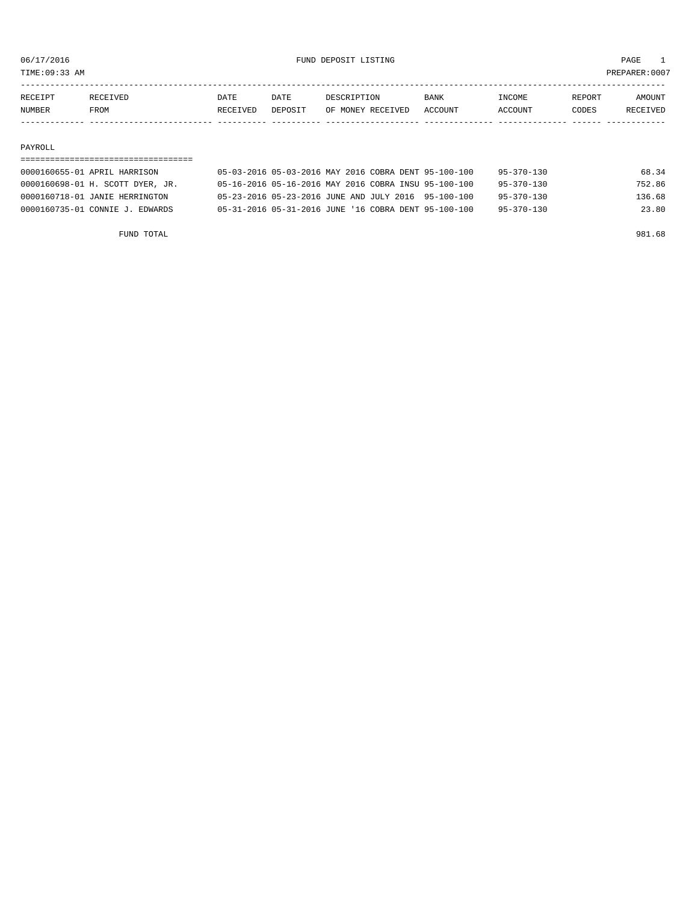06/17/2016 FUND DEPOSIT LISTING

TIME:09:33 AM PREPARER:0007

| RECEIPT NUMBER | RECEIVED FROM | DATE RECEIVED | DATE DEPOSIT | DESCRIPTION OF MONEY RECEIVED | BANK ACCOUNT | INCOME ACCOUNT | REPORT CODES | AMOUNT RECEIVED |
|---|---|---|---|---|---|---|---|---|
| **PAYROLL** | | | | | | | | |
| 0000160655-01 | APRIL HARRISON | 05-03-2016 | 05-03-2016 | MAY 2016 COBRA DENT | 95-100-100 | 95-370-130 | | 68.34 |
| 0000160698-01 | H. SCOTT DYER, JR. | 05-16-2016 | 05-16-2016 | MAY 2016 COBRA INSU | 95-100-100 | 95-370-130 | | 752.86 |
| 0000160718-01 | JANIE HERRINGTON | 05-23-2016 | 05-23-2016 | JUNE AND JULY 2016 | 95-100-100 | 95-370-130 | | 136.68 |
| 0000160735-01 | CONNIE J. EDWARDS | 05-31-2016 | 05-31-2016 | JUNE '16 COBRA DENT | 95-100-100 | 95-370-130 | | 23.80 |
| | FUND TOTAL | | | | | | | 981.68 |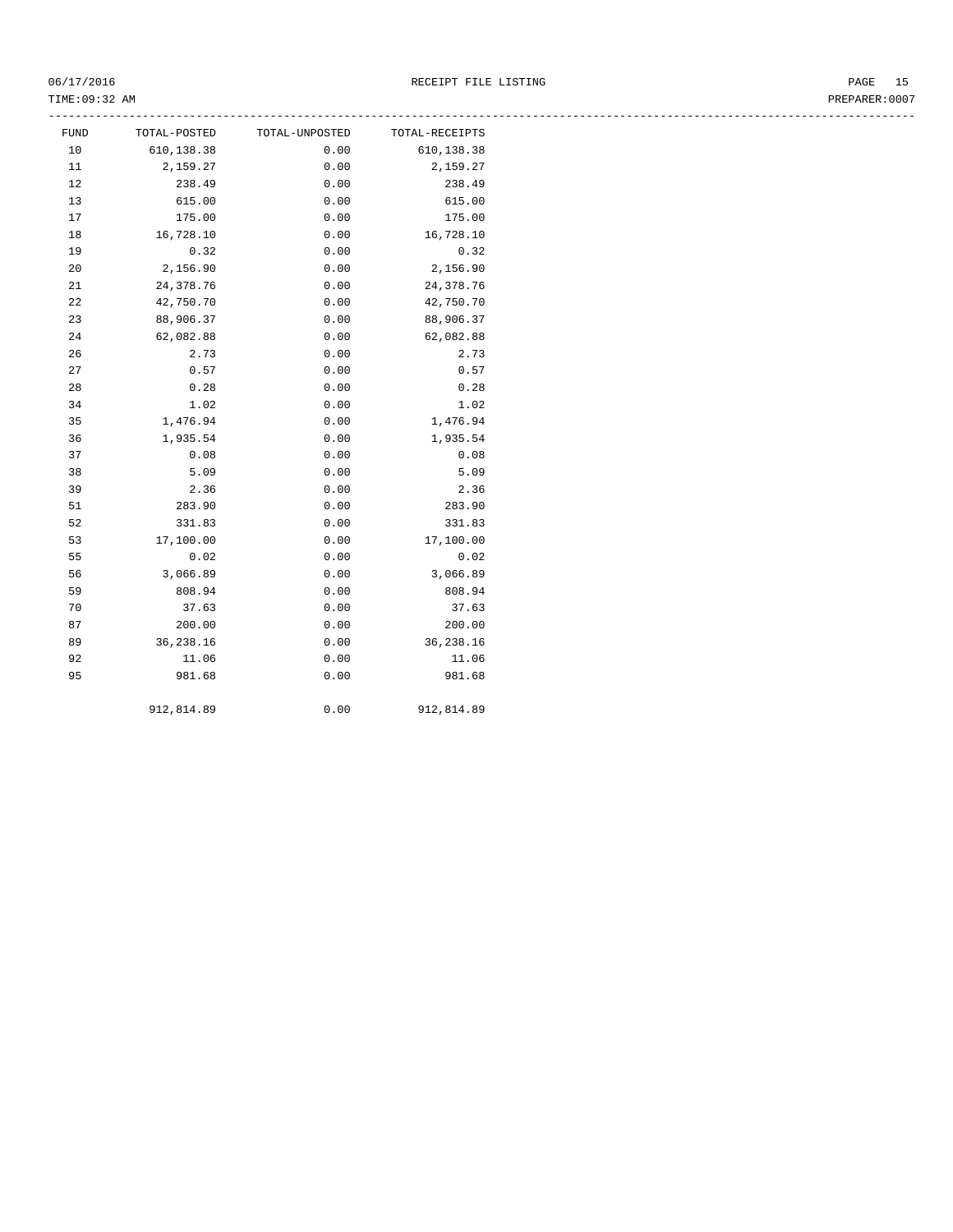06/17/2016 RECEIPT FILE LISTING

TIME:09:32 AM PREPARER:0007

| FUND | TOTAL-POSTED | TOTAL-UNPOSTED | TOTAL-RECEIPTS |
|---|---|---|---|
| 10 | 610,138.38 | 0.00 | 610,138.38 |
| 11 | 2,159.27 | 0.00 | 2,159.27 |
| 12 | 238.49 | 0.00 | 238.49 |
| 13 | 615.00 | 0.00 | 615.00 |
| 17 | 175.00 | 0.00 | 175.00 |
| 18 | 16,728.10 | 0.00 | 16,728.10 |
| 19 | 0.32 | 0.00 | 0.32 |
| 20 | 2,156.90 | 0.00 | 2,156.90 |
| 21 | 24,378.76 | 0.00 | 24,378.76 |
| 22 | 42,750.70 | 0.00 | 42,750.70 |
| 23 | 88,906.37 | 0.00 | 88,906.37 |
| 24 | 62,082.88 | 0.00 | 62,082.88 |
| 26 | 2.73 | 0.00 | 2.73 |
| 27 | 0.57 | 0.00 | 0.57 |
| 28 | 0.28 | 0.00 | 0.28 |
| 34 | 1.02 | 0.00 | 1.02 |
| 35 | 1,476.94 | 0.00 | 1,476.94 |
| 36 | 1,935.54 | 0.00 | 1,935.54 |
| 37 | 0.08 | 0.00 | 0.08 |
| 38 | 5.09 | 0.00 | 5.09 |
| 39 | 2.36 | 0.00 | 2.36 |
| 51 | 283.90 | 0.00 | 283.90 |
| 52 | 331.83 | 0.00 | 331.83 |
| 53 | 17,100.00 | 0.00 | 17,100.00 |
| 55 | 0.02 | 0.00 | 0.02 |
| 56 | 3,066.89 | 0.00 | 3,066.89 |
| 59 | 808.94 | 0.00 | 808.94 |
| 70 | 37.63 | 0.00 | 37.63 |
| 87 | 200.00 | 0.00 | 200.00 |
| 89 | 36,238.16 | 0.00 | 36,238.16 |
| 92 | 11.06 | 0.00 | 11.06 |
| 95 | 981.68 | 0.00 | 981.68 |
| | 912,814.89 | 0.00 | 912,814.89 |